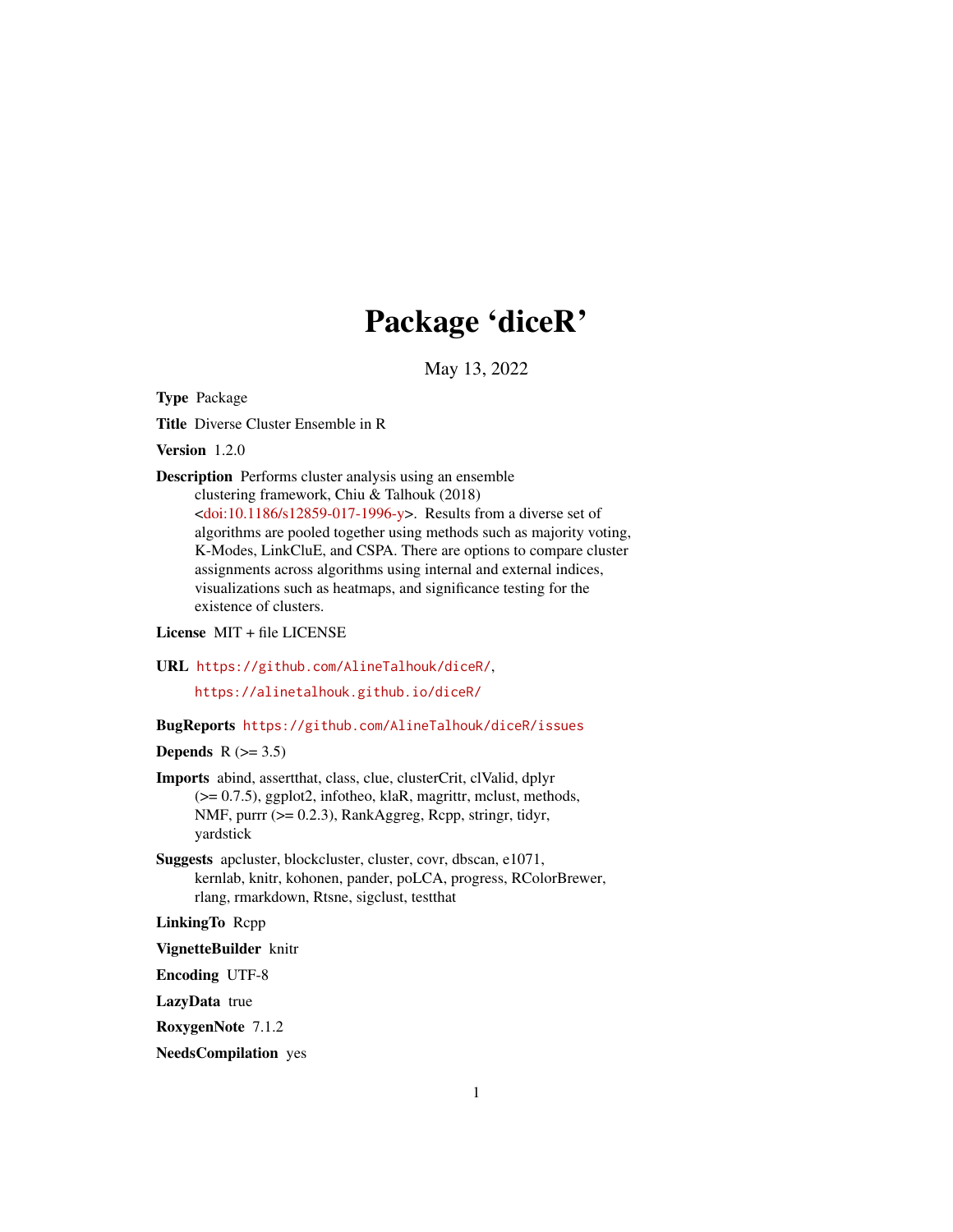# Package 'diceR'

May 13, 2022

**Type** Package

**Title** Diverse Cluster Ensemble in R

**Version** 1.2.0

**Description** Performs cluster analysis using an ensemble clustering framework, Chiu & Talhouk (2018) <doi:10.1186/s12859-017-1996-y>. Results from a diverse set of algorithms are pooled together using methods such as majority voting, K-Modes, LinkCluE, and CSPA. There are options to compare cluster assignments across algorithms using internal and external indices, visualizations such as heatmaps, and significance testing for the existence of clusters.

**License** MIT + file LICENSE

**URL** https://github.com/AlineTalhouk/diceR/,
https://alinetalhouk.github.io/diceR/

**BugReports** https://github.com/AlineTalhouk/diceR/issues

**Depends** R (>= 3.5)

**Imports** abind, assertthat, class, clue, clusterCrit, clValid, dplyr (>= 0.7.5), ggplot2, infotheo, klaR, magrittr, mclust, methods, NMF, purrr (>= 0.2.3), RankAggreg, Rcpp, stringr, tidyr, yardstick

**Suggests** apcluster, blockcluster, cluster, covr, dbscan, e1071, kernlab, knitr, kohonen, pander, poLCA, progress, RColorBrewer, rlang, rmarkdown, Rtsne, sigclust, testthat

**LinkingTo** Rcpp

**VignetteBuilder** knitr

**Encoding** UTF-8

**LazyData** true

**RoxygenNote** 7.1.2

**NeedsCompilation** yes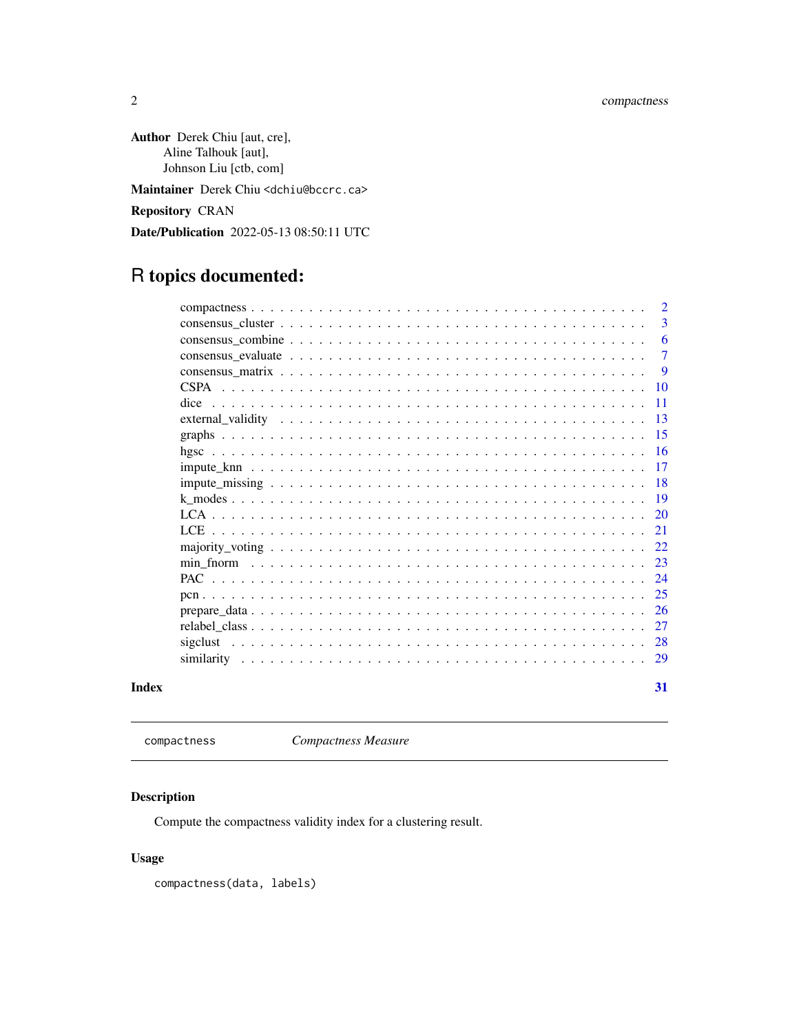**Author** Derek Chiu [aut, cre],
Aline Talhouk [aut],
Johnson Liu [ctb, com]

**Maintainer** Derek Chiu <dchiu@bccrc.ca>

**Repository** CRAN

**Date/Publication** 2022-05-13 08:50:11 UTC

# R topics documented:

| | |
|---|---|
| compactness | 2 |
| consensus_cluster | 3 |
| consensus_combine | 6 |
| consensus_evaluate | 7 |
| consensus_matrix | 9 |
| CSPA | 10 |
| dice | 11 |
| external_validity | 13 |
| graphs | 15 |
| hgsc | 16 |
| impute_knn | 17 |
| impute_missing | 18 |
| k_modes | 19 |
| LCA | 20 |
| LCE | 21 |
| majority_voting | 22 |
| min_fnorm | 23 |
| PAC | 24 |
| pcn | 25 |
| prepare_data | 26 |
| relabel_class | 27 |
| sigclust | 28 |
| similarity | 29 |
| **Index** | **31** |

---

`compactness` *Compactness Measure*

---

## Description

Compute the compactness validity index for a clustering result.

## Usage

```
compactness(data, labels)
```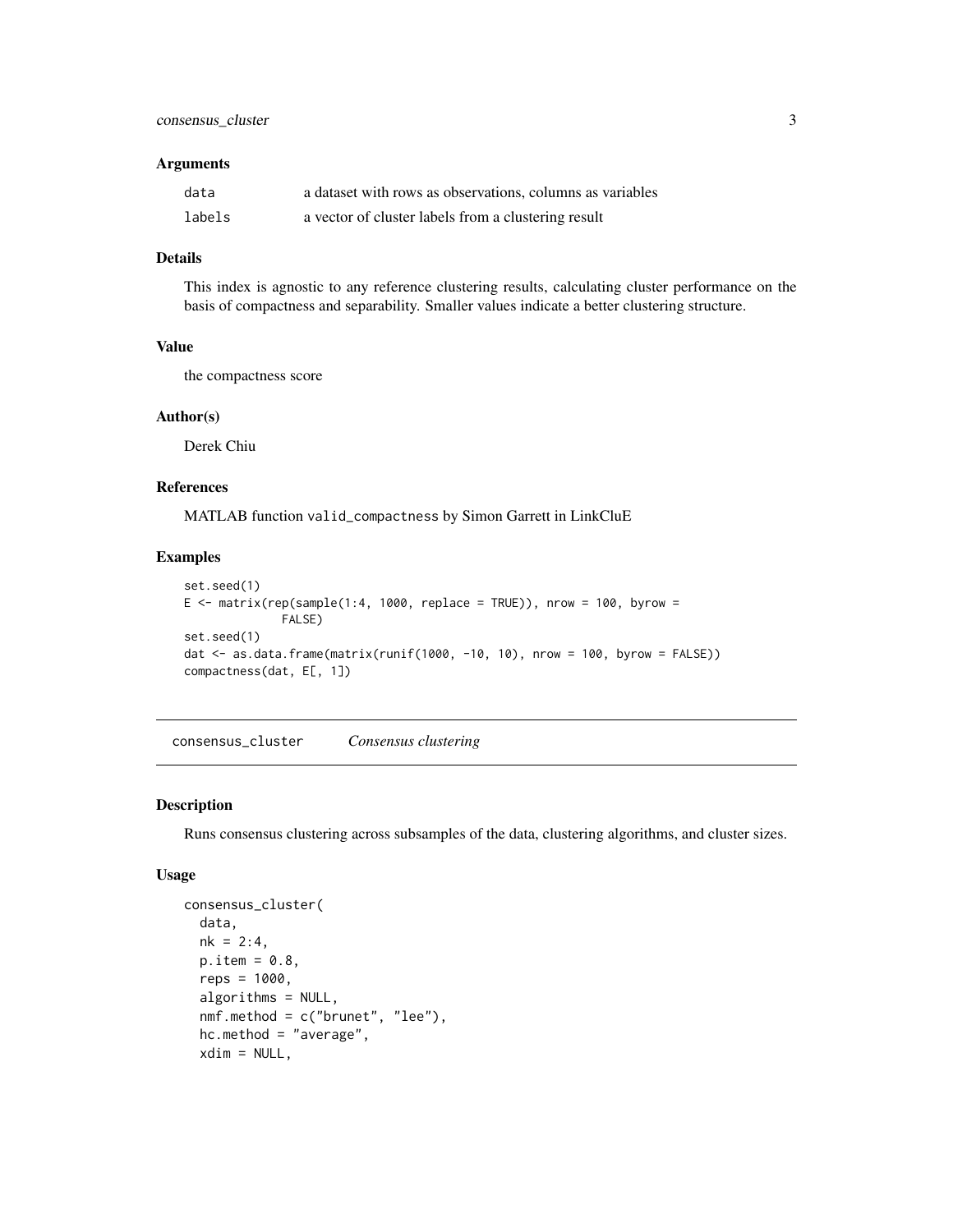### Arguments

| | |
|---|---|
| `data` | a dataset with rows as observations, columns as variables |
| `labels` | a vector of cluster labels from a clustering result |

### Details

This index is agnostic to any reference clustering results, calculating cluster performance on the basis of compactness and separability. Smaller values indicate a better clustering structure.

### Value

the compactness score

### Author(s)

Derek Chiu

### References

MATLAB function `valid_compactness` by Simon Garrett in LinkCluE

### Examples

```
set.seed(1)
E <- matrix(rep(sample(1:4, 1000, replace = TRUE)), nrow = 100, byrow =
             FALSE)
set.seed(1)
dat <- as.data.frame(matrix(runif(1000, -10, 10), nrow = 100, byrow = FALSE))
compactness(dat, E[, 1])
```

---

## `consensus_cluster` *Consensus clustering*

### Description

Runs consensus clustering across subsamples of the data, clustering algorithms, and cluster sizes.

### Usage

```
consensus_cluster(
  data,
  nk = 2:4,
  p.item = 0.8,
  reps = 1000,
  algorithms = NULL,
  nmf.method = c("brunet", "lee"),
  hc.method = "average",
  xdim = NULL,
```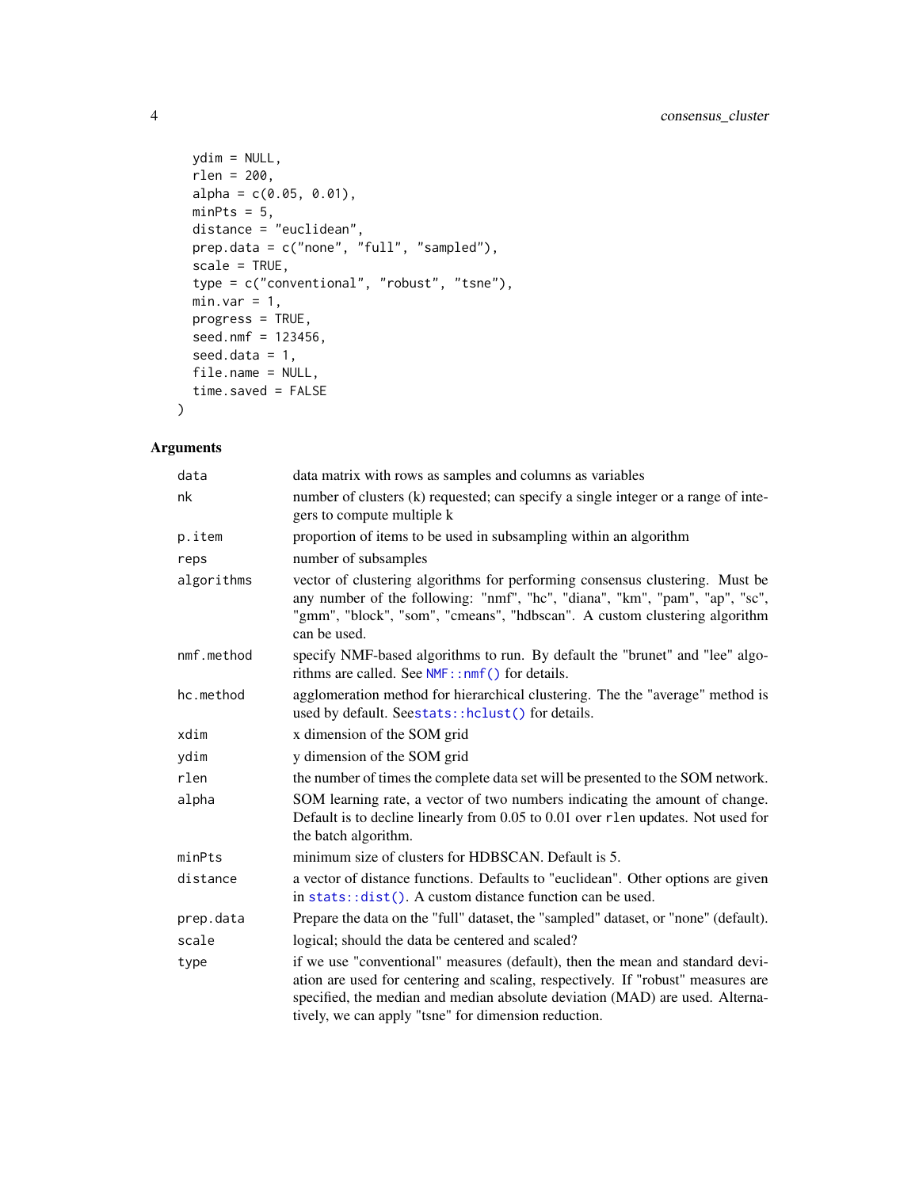```
  ydim = NULL,
  rlen = 200,
  alpha = c(0.05, 0.01),
  minPts = 5,
  distance = "euclidean",
  prep.data = c("none", "full", "sampled"),
  scale = TRUE,
  type = c("conventional", "robust", "tsne"),
  min.var = 1,
  progress = TRUE,
  seed.nmf = 123456,
  seed.data = 1,
  file.name = NULL,
  time.saved = FALSE
)
```

## Arguments

| | |
|---|---|
| `data` | data matrix with rows as samples and columns as variables |
| `nk` | number of clusters (k) requested; can specify a single integer or a range of integers to compute multiple k |
| `p.item` | proportion of items to be used in subsampling within an algorithm |
| `reps` | number of subsamples |
| `algorithms` | vector of clustering algorithms for performing consensus clustering. Must be any number of the following: "nmf", "hc", "diana", "km", "pam", "ap", "sc", "gmm", "block", "som", "cmeans", "hdbscan". A custom clustering algorithm can be used. |
| `nmf.method` | specify NMF-based algorithms to run. By default the "brunet" and "lee" algorithms are called. See `NMF::nmf()` for details. |
| `hc.method` | agglomeration method for hierarchical clustering. The the "average" method is used by default. See`stats::hclust()` for details. |
| `xdim` | x dimension of the SOM grid |
| `ydim` | y dimension of the SOM grid |
| `rlen` | the number of times the complete data set will be presented to the SOM network. |
| `alpha` | SOM learning rate, a vector of two numbers indicating the amount of change. Default is to decline linearly from 0.05 to 0.01 over `rlen` updates. Not used for the batch algorithm. |
| `minPts` | minimum size of clusters for HDBSCAN. Default is 5. |
| `distance` | a vector of distance functions. Defaults to "euclidean". Other options are given in `stats::dist()`. A custom distance function can be used. |
| `prep.data` | Prepare the data on the "full" dataset, the "sampled" dataset, or "none" (default). |
| `scale` | logical; should the data be centered and scaled? |
| `type` | if we use "conventional" measures (default), then the mean and standard deviation are used for centering and scaling, respectively. If "robust" measures are specified, the median and median absolute deviation (MAD) are used. Alternatively, we can apply "tsne" for dimension reduction. |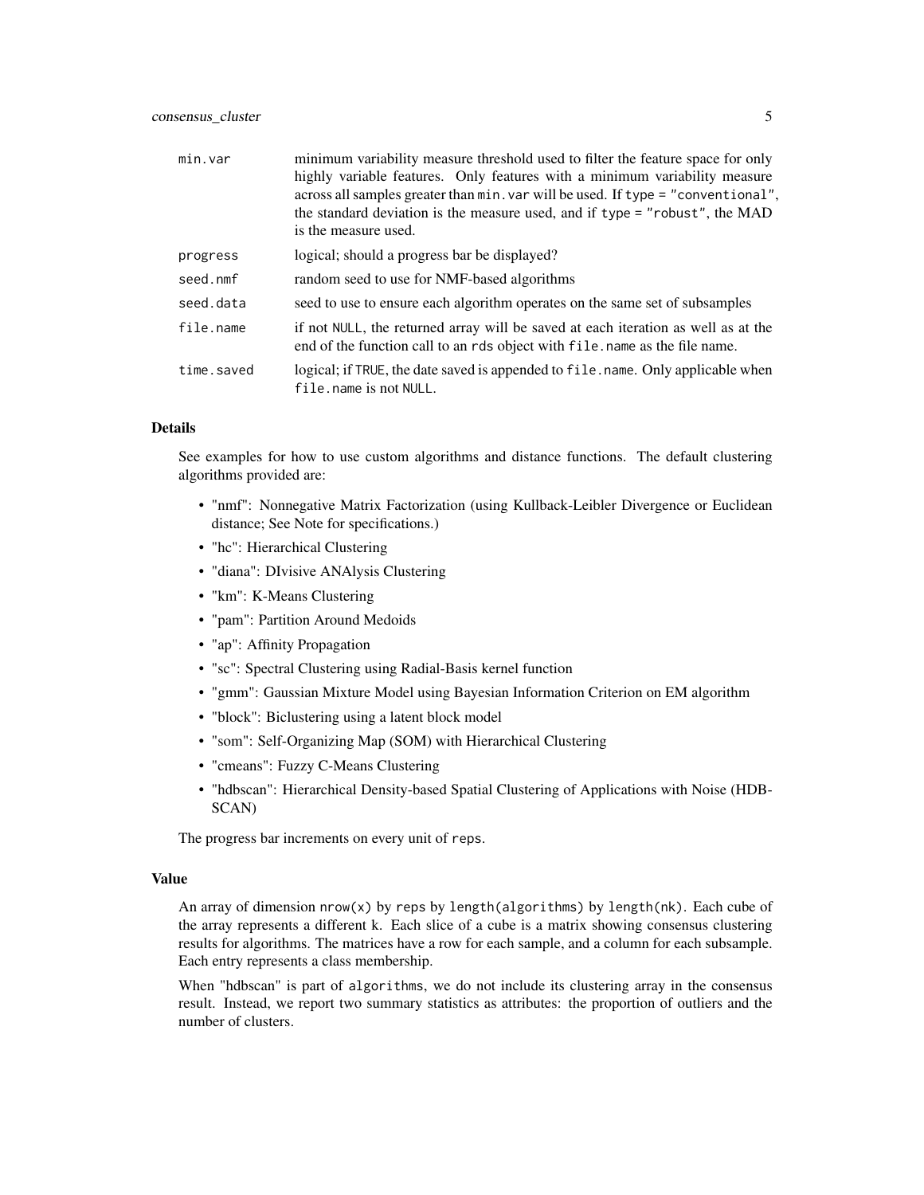| | |
|---|---|
| `min.var` | minimum variability measure threshold used to filter the feature space for only highly variable features. Only features with a minimum variability measure across all samples greater than `min.var` will be used. If `type = "conventional"`, the standard deviation is the measure used, and if `type = "robust"`, the MAD is the measure used. |
| `progress` | logical; should a progress bar be displayed? |
| `seed.nmf` | random seed to use for NMF-based algorithms |
| `seed.data` | seed to use to ensure each algorithm operates on the same set of subsamples |
| `file.name` | if not `NULL`, the returned array will be saved at each iteration as well as at the end of the function call to an `rds` object with `file.name` as the file name. |
| `time.saved` | logical; if `TRUE`, the date saved is appended to `file.name`. Only applicable when `file.name` is not `NULL`. |

### Details

See examples for how to use custom algorithms and distance functions. The default clustering algorithms provided are:

- "nmf": Nonnegative Matrix Factorization (using Kullback-Leibler Divergence or Euclidean distance; See Note for specifications.)
- "hc": Hierarchical Clustering
- "diana": DIvisive ANAlysis Clustering
- "km": K-Means Clustering
- "pam": Partition Around Medoids
- "ap": Affinity Propagation
- "sc": Spectral Clustering using Radial-Basis kernel function
- "gmm": Gaussian Mixture Model using Bayesian Information Criterion on EM algorithm
- "block": Biclustering using a latent block model
- "som": Self-Organizing Map (SOM) with Hierarchical Clustering
- "cmeans": Fuzzy C-Means Clustering
- "hdbscan": Hierarchical Density-based Spatial Clustering of Applications with Noise (HDBSCAN)

The progress bar increments on every unit of `reps`.

### Value

An array of dimension `nrow(x)` by `reps` by `length(algorithms)` by `length(nk)`. Each cube of the array represents a different k. Each slice of a cube is a matrix showing consensus clustering results for algorithms. The matrices have a row for each sample, and a column for each subsample. Each entry represents a class membership.

When "hdbscan" is part of `algorithms`, we do not include its clustering array in the consensus result. Instead, we report two summary statistics as attributes: the proportion of outliers and the number of clusters.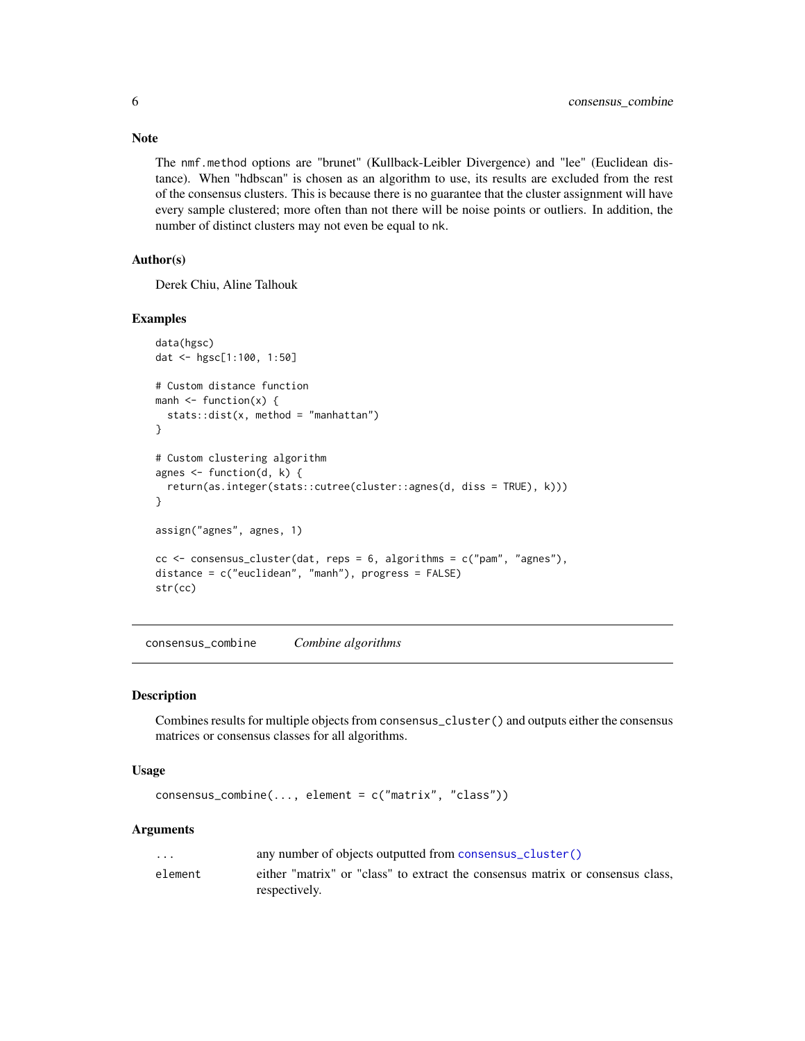### Note

The `nmf.method` options are "brunet" (Kullback-Leibler Divergence) and "lee" (Euclidean distance). When "hdbscan" is chosen as an algorithm to use, its results are excluded from the rest of the consensus clusters. This is because there is no guarantee that the cluster assignment will have every sample clustered; more often than not there will be noise points or outliers. In addition, the number of distinct clusters may not even be equal to `nk`.

### Author(s)

Derek Chiu, Aline Talhouk

### Examples

```
data(hgsc)
dat <- hgsc[1:100, 1:50]

# Custom distance function
manh <- function(x) {
  stats::dist(x, method = "manhattan")
}

# Custom clustering algorithm
agnes <- function(d, k) {
  return(as.integer(stats::cutree(cluster::agnes(d, diss = TRUE), k)))
}

assign("agnes", agnes, 1)

cc <- consensus_cluster(dat, reps = 6, algorithms = c("pam", "agnes"),
distance = c("euclidean", "manh"), progress = FALSE)
str(cc)
```

---

## consensus_combine — *Combine algorithms*

### Description

Combines results for multiple objects from `consensus_cluster()` and outputs either the consensus matrices or consensus classes for all algorithms.

### Usage

```
consensus_combine(..., element = c("matrix", "class"))
```

### Arguments

| | |
|---|---|
| `...` | any number of objects outputted from `consensus_cluster()` |
| `element` | either "matrix" or "class" to extract the consensus matrix or consensus class, respectively. |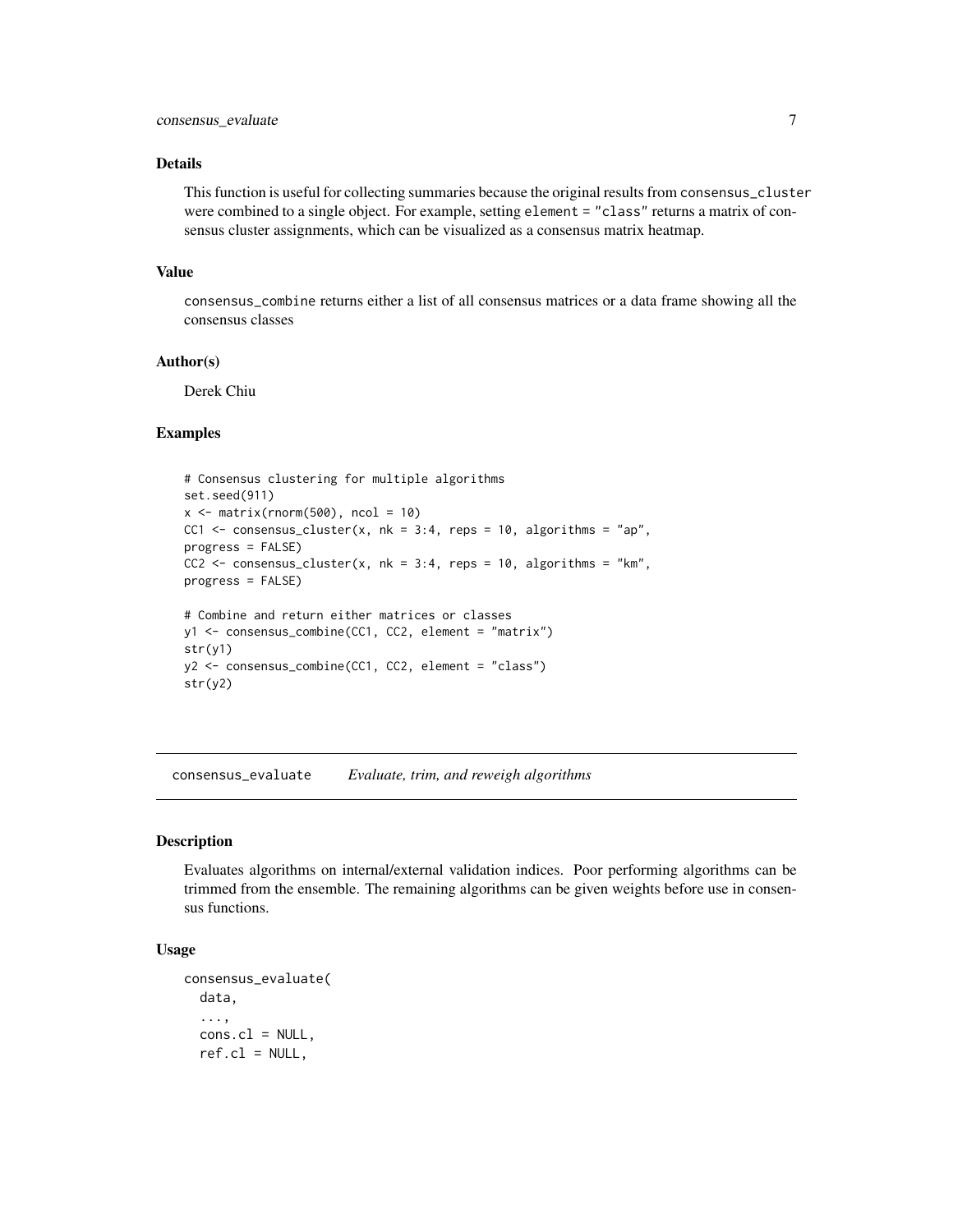### Details

This function is useful for collecting summaries because the original results from `consensus_cluster` were combined to a single object. For example, setting `element = "class"` returns a matrix of consensus cluster assignments, which can be visualized as a consensus matrix heatmap.

### Value

`consensus_combine` returns either a list of all consensus matrices or a data frame showing all the consensus classes

### Author(s)

Derek Chiu

### Examples

```
# Consensus clustering for multiple algorithms
set.seed(911)
x <- matrix(rnorm(500), ncol = 10)
CC1 <- consensus_cluster(x, nk = 3:4, reps = 10, algorithms = "ap",
progress = FALSE)
CC2 <- consensus_cluster(x, nk = 3:4, reps = 10, algorithms = "km",
progress = FALSE)

# Combine and return either matrices or classes
y1 <- consensus_combine(CC1, CC2, element = "matrix")
str(y1)
y2 <- consensus_combine(CC1, CC2, element = "class")
str(y2)
```

---

## consensus_evaluate — *Evaluate, trim, and reweigh algorithms*

---

### Description

Evaluates algorithms on internal/external validation indices. Poor performing algorithms can be trimmed from the ensemble. The remaining algorithms can be given weights before use in consensus functions.

### Usage

```
consensus_evaluate(
  data,
  ...,
  cons.cl = NULL,
  ref.cl = NULL,
```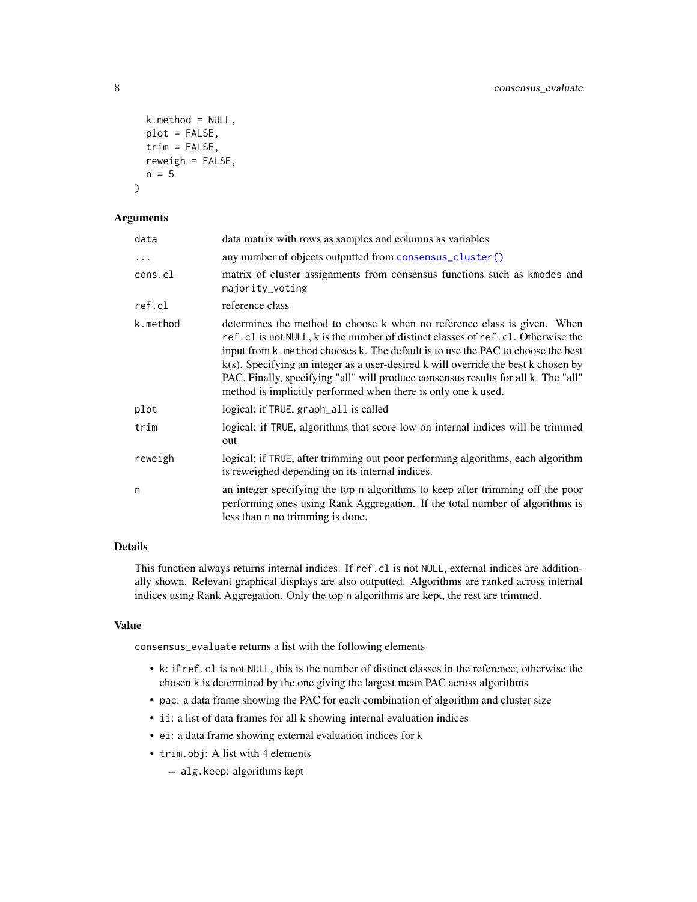```
  k.method = NULL,
  plot = FALSE,
  trim = FALSE,
  reweigh = FALSE,
  n = 5
)
```

## Arguments

| | |
|---|---|
| data | data matrix with rows as samples and columns as variables |
| ... | any number of objects outputted from consensus_cluster() |
| cons.cl | matrix of cluster assignments from consensus functions such as kmodes and majority_voting |
| ref.cl | reference class |
| k.method | determines the method to choose k when no reference class is given. When ref.cl is not NULL, k is the number of distinct classes of ref.cl. Otherwise the input from k.method chooses k. The default is to use the PAC to choose the best k(s). Specifying an integer as a user-desired k will override the best k chosen by PAC. Finally, specifying "all" will produce consensus results for all k. The "all" method is implicitly performed when there is only one k used. |
| plot | logical; if TRUE, graph_all is called |
| trim | logical; if TRUE, algorithms that score low on internal indices will be trimmed out |
| reweigh | logical; if TRUE, after trimming out poor performing algorithms, each algorithm is reweighed depending on its internal indices. |
| n | an integer specifying the top n algorithms to keep after trimming off the poor performing ones using Rank Aggregation. If the total number of algorithms is less than n no trimming is done. |

## Details

This function always returns internal indices. If ref.cl is not NULL, external indices are additionally shown. Relevant graphical displays are also outputted. Algorithms are ranked across internal indices using Rank Aggregation. Only the top n algorithms are kept, the rest are trimmed.

## Value

consensus_evaluate returns a list with the following elements

- k: if ref.cl is not NULL, this is the number of distinct classes in the reference; otherwise the chosen k is determined by the one giving the largest mean PAC across algorithms
- pac: a data frame showing the PAC for each combination of algorithm and cluster size
- ii: a list of data frames for all k showing internal evaluation indices
- ei: a data frame showing external evaluation indices for k
- trim.obj: A list with 4 elements
  - alg.keep: algorithms kept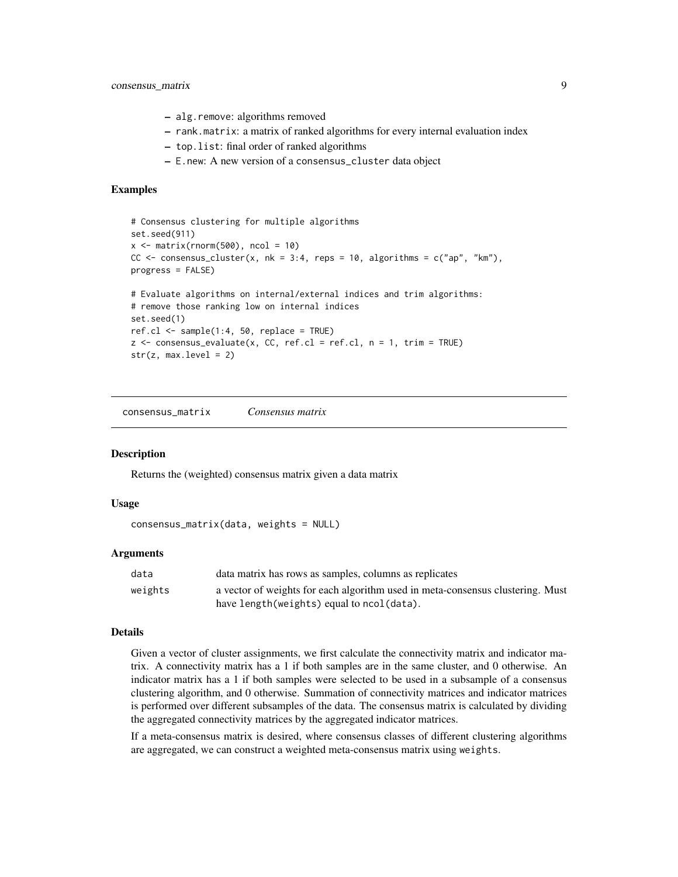- alg.remove: algorithms removed
- rank.matrix: a matrix of ranked algorithms for every internal evaluation index
- top.list: final order of ranked algorithms
- E.new: A new version of a consensus_cluster data object

### Examples

```
# Consensus clustering for multiple algorithms
set.seed(911)
x <- matrix(rnorm(500), ncol = 10)
CC <- consensus_cluster(x, nk = 3:4, reps = 10, algorithms = c("ap", "km"),
progress = FALSE)

# Evaluate algorithms on internal/external indices and trim algorithms:
# remove those ranking low on internal indices
set.seed(1)
ref.cl <- sample(1:4, 50, replace = TRUE)
z <- consensus_evaluate(x, CC, ref.cl = ref.cl, n = 1, trim = TRUE)
str(z, max.level = 2)
```

---

## consensus_matrix    *Consensus matrix*

### Description

Returns the (weighted) consensus matrix given a data matrix

### Usage

```
consensus_matrix(data, weights = NULL)
```

### Arguments

| | |
|---|---|
| data | data matrix has rows as samples, columns as replicates |
| weights | a vector of weights for each algorithm used in meta-consensus clustering. Must have length(weights) equal to ncol(data). |

### Details

Given a vector of cluster assignments, we first calculate the connectivity matrix and indicator matrix. A connectivity matrix has a 1 if both samples are in the same cluster, and 0 otherwise. An indicator matrix has a 1 if both samples were selected to be used in a subsample of a consensus clustering algorithm, and 0 otherwise. Summation of connectivity matrices and indicator matrices is performed over different subsamples of the data. The consensus matrix is calculated by dividing the aggregated connectivity matrices by the aggregated indicator matrices.

If a meta-consensus matrix is desired, where consensus classes of different clustering algorithms are aggregated, we can construct a weighted meta-consensus matrix using weights.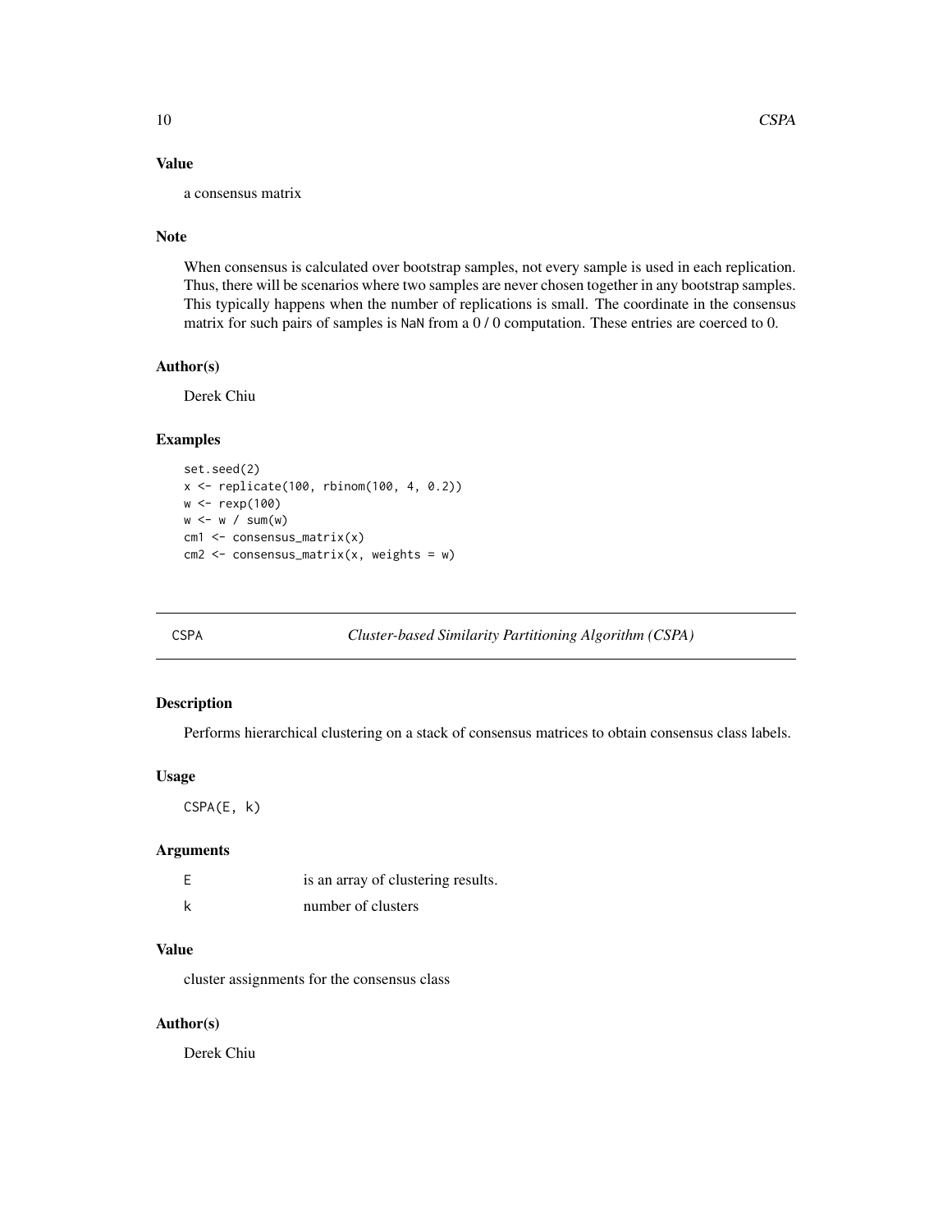## Value

a consensus matrix

## Note

When consensus is calculated over bootstrap samples, not every sample is used in each replication. Thus, there will be scenarios where two samples are never chosen together in any bootstrap samples. This typically happens when the number of replications is small. The coordinate in the consensus matrix for such pairs of samples is `NaN` from a 0 / 0 computation. These entries are coerced to 0.

## Author(s)

Derek Chiu

## Examples

```
set.seed(2)
x <- replicate(100, rbinom(100, 4, 0.2))
w <- rexp(100)
w <- w / sum(w)
cm1 <- consensus_matrix(x)
cm2 <- consensus_matrix(x, weights = w)
```

---

# CSPA — *Cluster-based Similarity Partitioning Algorithm (CSPA)*

## Description

Performs hierarchical clustering on a stack of consensus matrices to obtain consensus class labels.

## Usage

```
CSPA(E, k)
```

## Arguments

| | |
|---|---|
| `E` | is an array of clustering results. |
| `k` | number of clusters |

## Value

cluster assignments for the consensus class

## Author(s)

Derek Chiu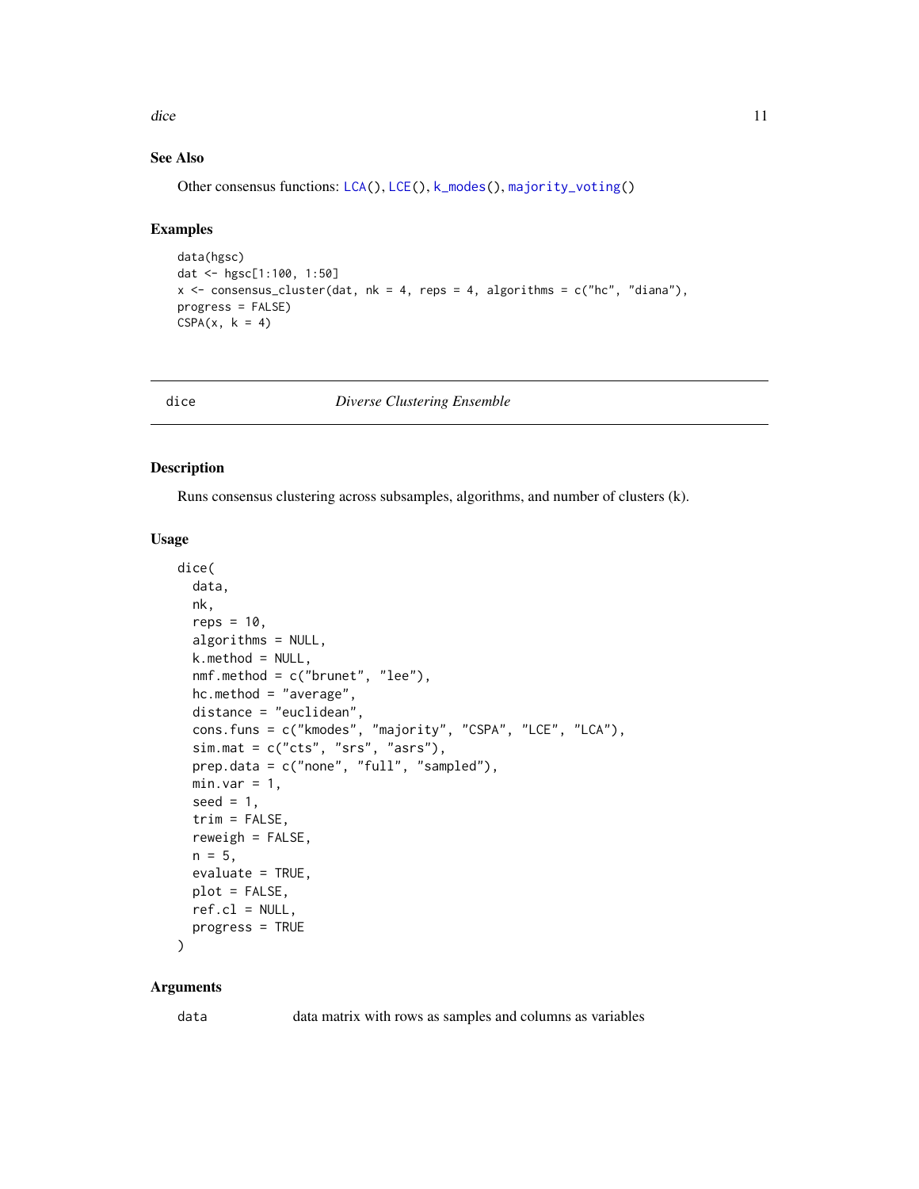## See Also

Other consensus functions: LCA(), LCE(), k_modes(), majority_voting()

## Examples

```
data(hgsc)
dat <- hgsc[1:100, 1:50]
x <- consensus_cluster(dat, nk = 4, reps = 4, algorithms = c("hc", "diana"),
progress = FALSE)
CSPA(x, k = 4)
```

---

# dice &nbsp;&nbsp;&nbsp;&nbsp;&nbsp; *Diverse Clustering Ensemble*

## Description

Runs consensus clustering across subsamples, algorithms, and number of clusters (k).

## Usage

```
dice(
  data,
  nk,
  reps = 10,
  algorithms = NULL,
  k.method = NULL,
  nmf.method = c("brunet", "lee"),
  hc.method = "average",
  distance = "euclidean",
  cons.funs = c("kmodes", "majority", "CSPA", "LCE", "LCA"),
  sim.mat = c("cts", "srs", "asrs"),
  prep.data = c("none", "full", "sampled"),
  min.var = 1,
  seed = 1,
  trim = FALSE,
  reweigh = FALSE,
  n = 5,
  evaluate = TRUE,
  plot = FALSE,
  ref.cl = NULL,
  progress = TRUE
)
```

## Arguments

| | |
|---|---|
| data | data matrix with rows as samples and columns as variables |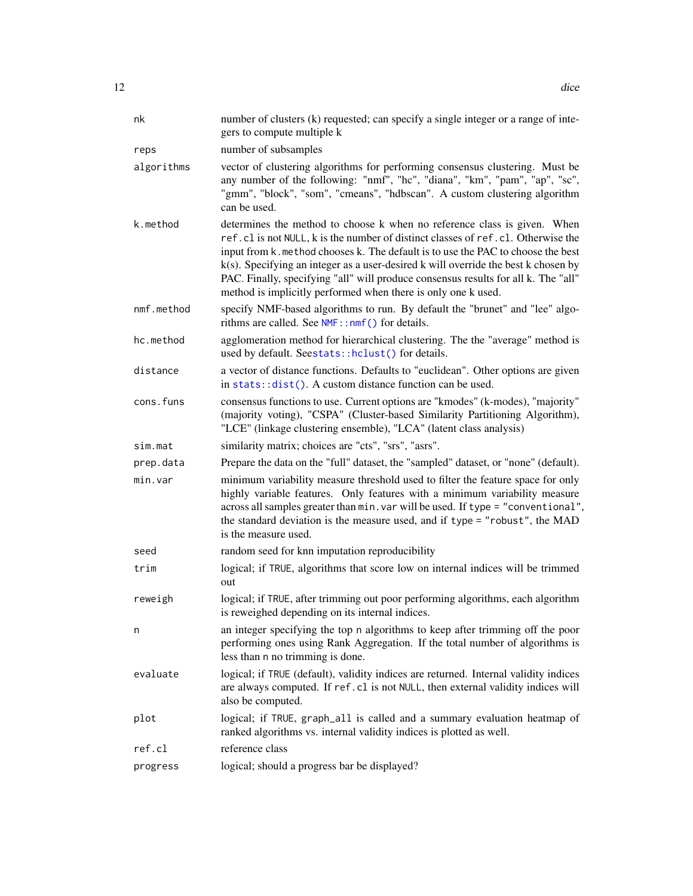| | |
|---|---|
| `nk` | number of clusters (k) requested; can specify a single integer or a range of integers to compute multiple k |
| `reps` | number of subsamples |
| `algorithms` | vector of clustering algorithms for performing consensus clustering. Must be any number of the following: "nmf", "hc", "diana", "km", "pam", "ap", "sc", "gmm", "block", "som", "cmeans", "hdbscan". A custom clustering algorithm can be used. |
| `k.method` | determines the method to choose k when no reference class is given. When `ref.cl` is not `NULL`, k is the number of distinct classes of `ref.cl`. Otherwise the input from `k.method` chooses k. The default is to use the PAC to choose the best k(s). Specifying an integer as a user-desired k will override the best k chosen by PAC. Finally, specifying "all" will produce consensus results for all k. The "all" method is implicitly performed when there is only one k used. |
| `nmf.method` | specify NMF-based algorithms to run. By default the "brunet" and "lee" algorithms are called. See `NMF::nmf()` for details. |
| `hc.method` | agglomeration method for hierarchical clustering. The the "average" method is used by default. See`stats::hclust()` for details. |
| `distance` | a vector of distance functions. Defaults to "euclidean". Other options are given in `stats::dist()`. A custom distance function can be used. |
| `cons.funs` | consensus functions to use. Current options are "kmodes" (k-modes), "majority" (majority voting), "CSPA" (Cluster-based Similarity Partitioning Algorithm), "LCE" (linkage clustering ensemble), "LCA" (latent class analysis) |
| `sim.mat` | similarity matrix; choices are "cts", "srs", "asrs". |
| `prep.data` | Prepare the data on the "full" dataset, the "sampled" dataset, or "none" (default). |
| `min.var` | minimum variability measure threshold used to filter the feature space for only highly variable features. Only features with a minimum variability measure across all samples greater than `min.var` will be used. If `type = "conventional"`, the standard deviation is the measure used, and if `type = "robust"`, the MAD is the measure used. |
| `seed` | random seed for knn imputation reproducibility |
| `trim` | logical; if `TRUE`, algorithms that score low on internal indices will be trimmed out |
| `reweigh` | logical; if `TRUE`, after trimming out poor performing algorithms, each algorithm is reweighed depending on its internal indices. |
| `n` | an integer specifying the top `n` algorithms to keep after trimming off the poor performing ones using Rank Aggregation. If the total number of algorithms is less than `n` no trimming is done. |
| `evaluate` | logical; if `TRUE` (default), validity indices are returned. Internal validity indices are always computed. If `ref.cl` is not `NULL`, then external validity indices will also be computed. |
| `plot` | logical; if `TRUE`, `graph_all` is called and a summary evaluation heatmap of ranked algorithms vs. internal validity indices is plotted as well. |
| `ref.cl` | reference class |
| `progress` | logical; should a progress bar be displayed? |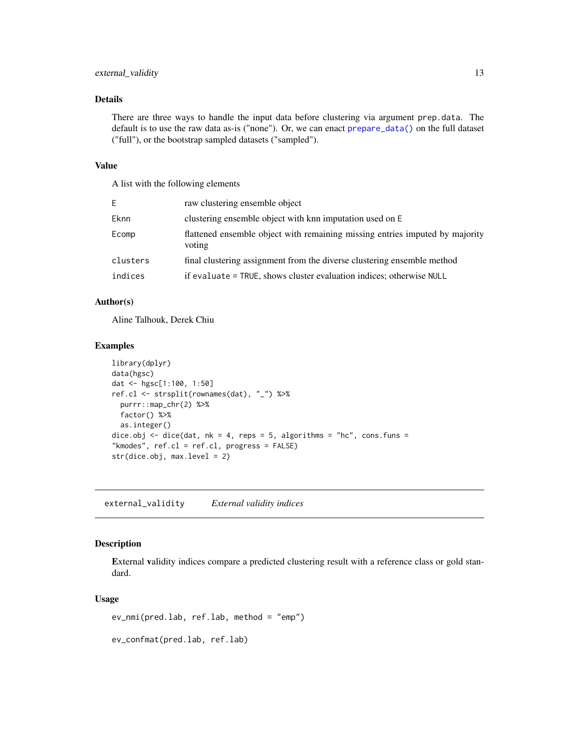## Details

There are three ways to handle the input data before clustering via argument `prep.data`. The default is to use the raw data as-is ("none"). Or, we can enact `prepare_data()` on the full dataset ("full"), or the bootstrap sampled datasets ("sampled").

## Value

A list with the following elements

| | |
|---|---|
| `E` | raw clustering ensemble object |
| `Eknn` | clustering ensemble object with knn imputation used on `E` |
| `Ecomp` | flattened ensemble object with remaining missing entries imputed by majority voting |
| `clusters` | final clustering assignment from the diverse clustering ensemble method |
| `indices` | if `evaluate = TRUE`, shows cluster evaluation indices; otherwise `NULL` |

## Author(s)

Aline Talhouk, Derek Chiu

## Examples

```
library(dplyr)
data(hgsc)
dat <- hgsc[1:100, 1:50]
ref.cl <- strsplit(rownames(dat), "_") %>%
  purrr::map_chr(2) %>%
  factor() %>%
  as.integer()
dice.obj <- dice(dat, nk = 4, reps = 5, algorithms = "hc", cons.funs =
"kmodes", ref.cl = ref.cl, progress = FALSE)
str(dice.obj, max.level = 2)
```

---

# `external_validity` *External validity indices*

## Description

**E**xternal **v**alidity indices compare a predicted clustering result with a reference class or gold standard.

## Usage

```
ev_nmi(pred.lab, ref.lab, method = "emp")

ev_confmat(pred.lab, ref.lab)
```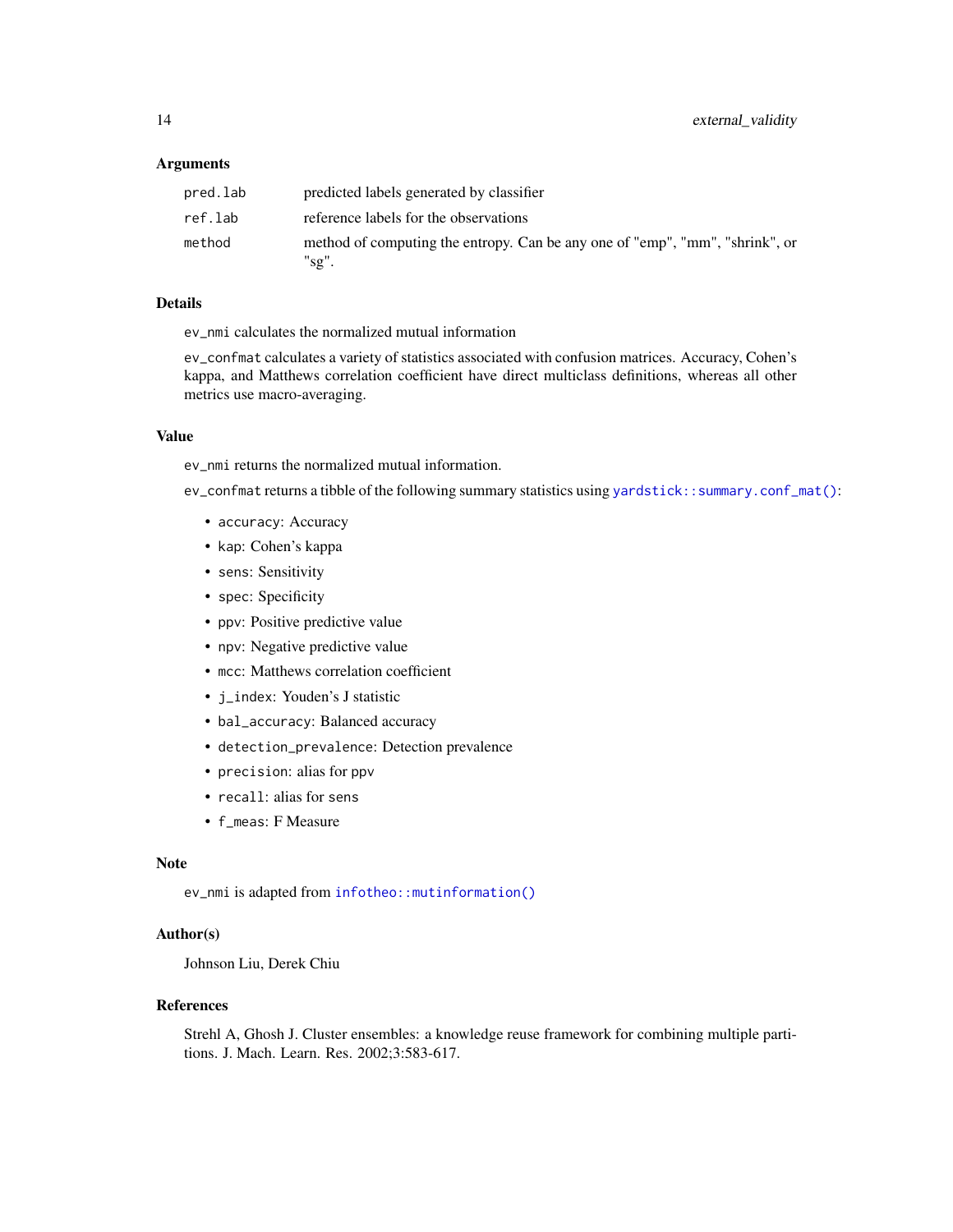### Arguments

| | |
|---|---|
| `pred.lab` | predicted labels generated by classifier |
| `ref.lab` | reference labels for the observations |
| `method` | method of computing the entropy. Can be any one of "emp", "mm", "shrink", or "sg". |

### Details

`ev_nmi` calculates the normalized mutual information

`ev_confmat` calculates a variety of statistics associated with confusion matrices. Accuracy, Cohen's kappa, and Matthews correlation coefficient have direct multiclass definitions, whereas all other metrics use macro-averaging.

### Value

`ev_nmi` returns the normalized mutual information.

`ev_confmat` returns a tibble of the following summary statistics using `yardstick::summary.conf_mat()`:

- `accuracy`: Accuracy
- `kap`: Cohen's kappa
- `sens`: Sensitivity
- `spec`: Specificity
- `ppv`: Positive predictive value
- `npv`: Negative predictive value
- `mcc`: Matthews correlation coefficient
- `j_index`: Youden's J statistic
- `bal_accuracy`: Balanced accuracy
- `detection_prevalence`: Detection prevalence
- `precision`: alias for `ppv`
- `recall`: alias for `sens`
- `f_meas`: F Measure

### Note

`ev_nmi` is adapted from `infotheo::mutinformation()`

### Author(s)

Johnson Liu, Derek Chiu

### References

Strehl A, Ghosh J. Cluster ensembles: a knowledge reuse framework for combining multiple partitions. J. Mach. Learn. Res. 2002;3:583-617.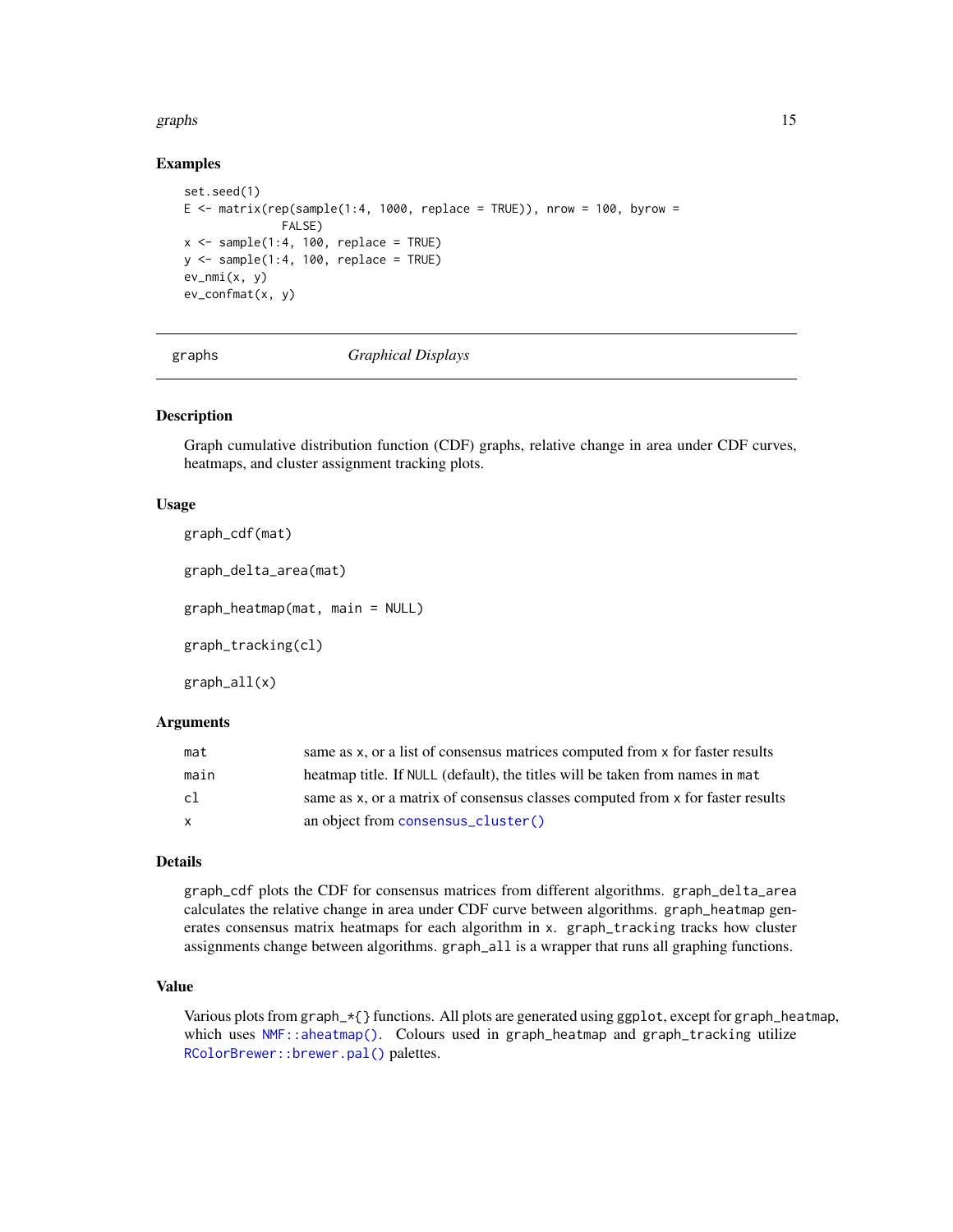## Examples

```
set.seed(1)
E <- matrix(rep(sample(1:4, 1000, replace = TRUE)), nrow = 100, byrow =
              FALSE)
x <- sample(1:4, 100, replace = TRUE)
y <- sample(1:4, 100, replace = TRUE)
ev_nmi(x, y)
ev_confmat(x, y)
```

---

# graphs *Graphical Displays*

---

## Description

Graph cumulative distribution function (CDF) graphs, relative change in area under CDF curves, heatmaps, and cluster assignment tracking plots.

## Usage

```
graph_cdf(mat)

graph_delta_area(mat)

graph_heatmap(mat, main = NULL)

graph_tracking(cl)

graph_all(x)
```

## Arguments

| | |
|---|---|
| `mat` | same as `x`, or a list of consensus matrices computed from `x` for faster results |
| `main` | heatmap title. If `NULL` (default), the titles will be taken from names in `mat` |
| `cl` | same as `x`, or a matrix of consensus classes computed from `x` for faster results |
| `x` | an object from `consensus_cluster()` |

## Details

`graph_cdf` plots the CDF for consensus matrices from different algorithms. `graph_delta_area` calculates the relative change in area under CDF curve between algorithms. `graph_heatmap` generates consensus matrix heatmaps for each algorithm in `x`. `graph_tracking` tracks how cluster assignments change between algorithms. `graph_all` is a wrapper that runs all graphing functions.

## Value

Various plots from `graph_*{}` functions. All plots are generated using `ggplot`, except for `graph_heatmap`, which uses `NMF::aheatmap()`. Colours used in `graph_heatmap` and `graph_tracking` utilize `RColorBrewer::brewer.pal()` palettes.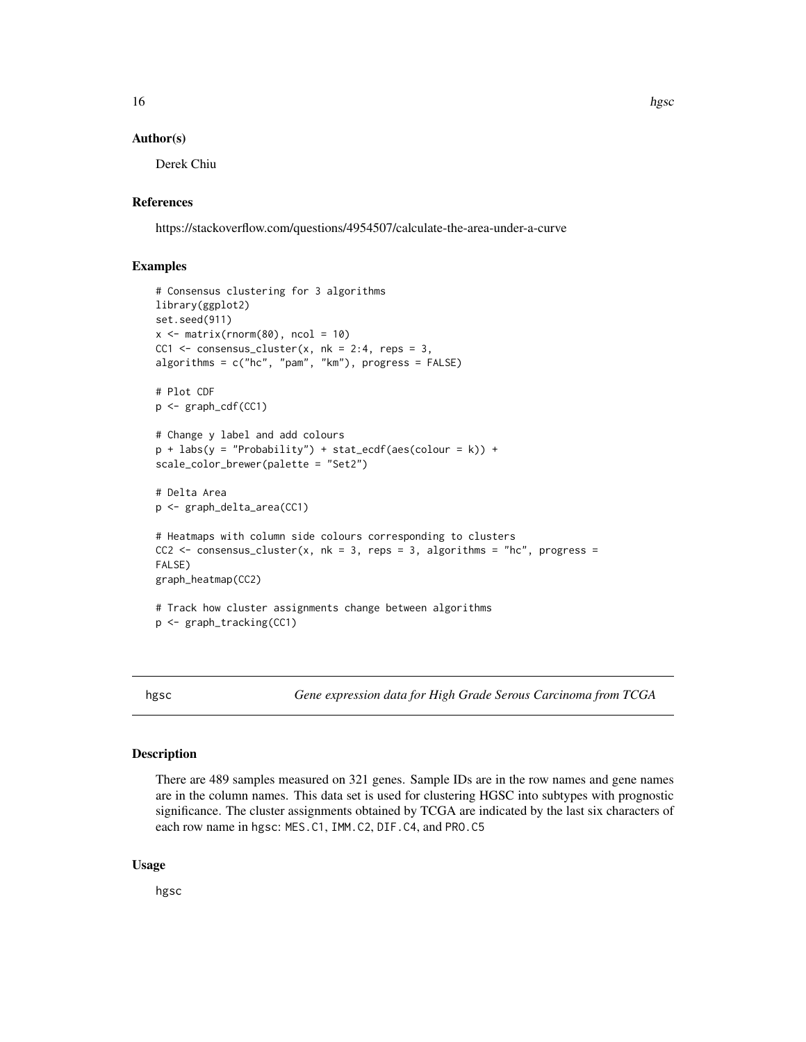## Author(s)

Derek Chiu

## References

https://stackoverflow.com/questions/4954507/calculate-the-area-under-a-curve

## Examples

```
# Consensus clustering for 3 algorithms
library(ggplot2)
set.seed(911)
x <- matrix(rnorm(80), ncol = 10)
CC1 <- consensus_cluster(x, nk = 2:4, reps = 3,
algorithms = c("hc", "pam", "km"), progress = FALSE)

# Plot CDF
p <- graph_cdf(CC1)

# Change y label and add colours
p + labs(y = "Probability") + stat_ecdf(aes(colour = k)) +
scale_color_brewer(palette = "Set2")

# Delta Area
p <- graph_delta_area(CC1)

# Heatmaps with column side colours corresponding to clusters
CC2 <- consensus_cluster(x, nk = 3, reps = 3, algorithms = "hc", progress =
FALSE)
graph_heatmap(CC2)

# Track how cluster assignments change between algorithms
p <- graph_tracking(CC1)
```

---

# hgsc — *Gene expression data for High Grade Serous Carcinoma from TCGA*

## Description

There are 489 samples measured on 321 genes. Sample IDs are in the row names and gene names are in the column names. This data set is used for clustering HGSC into subtypes with prognostic significance. The cluster assignments obtained by TCGA are indicated by the last six characters of each row name in hgsc: `MES.C1`, `IMM.C2`, `DIF.C4`, and `PRO.C5`

## Usage

```
hgsc
```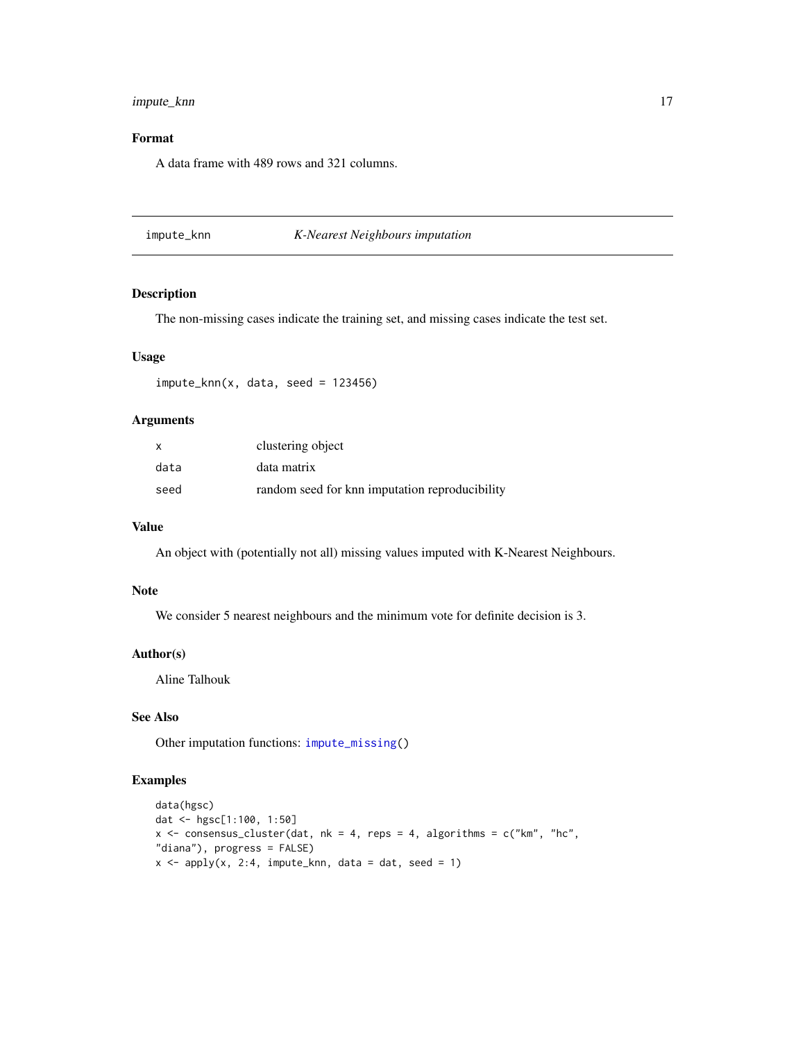### Format

A data frame with 489 rows and 321 columns.

---

## impute_knn — *K-Nearest Neighbours imputation*

### Description

The non-missing cases indicate the training set, and missing cases indicate the test set.

### Usage

```
impute_knn(x, data, seed = 123456)
```

### Arguments

| | |
|---|---|
| x | clustering object |
| data | data matrix |
| seed | random seed for knn imputation reproducibility |

### Value

An object with (potentially not all) missing values imputed with K-Nearest Neighbours.

### Note

We consider 5 nearest neighbours and the minimum vote for definite decision is 3.

### Author(s)

Aline Talhouk

### See Also

Other imputation functions: impute_missing()

### Examples

```
data(hgsc)
dat <- hgsc[1:100, 1:50]
x <- consensus_cluster(dat, nk = 4, reps = 4, algorithms = c("km", "hc",
"diana"), progress = FALSE)
x <- apply(x, 2:4, impute_knn, data = dat, seed = 1)
```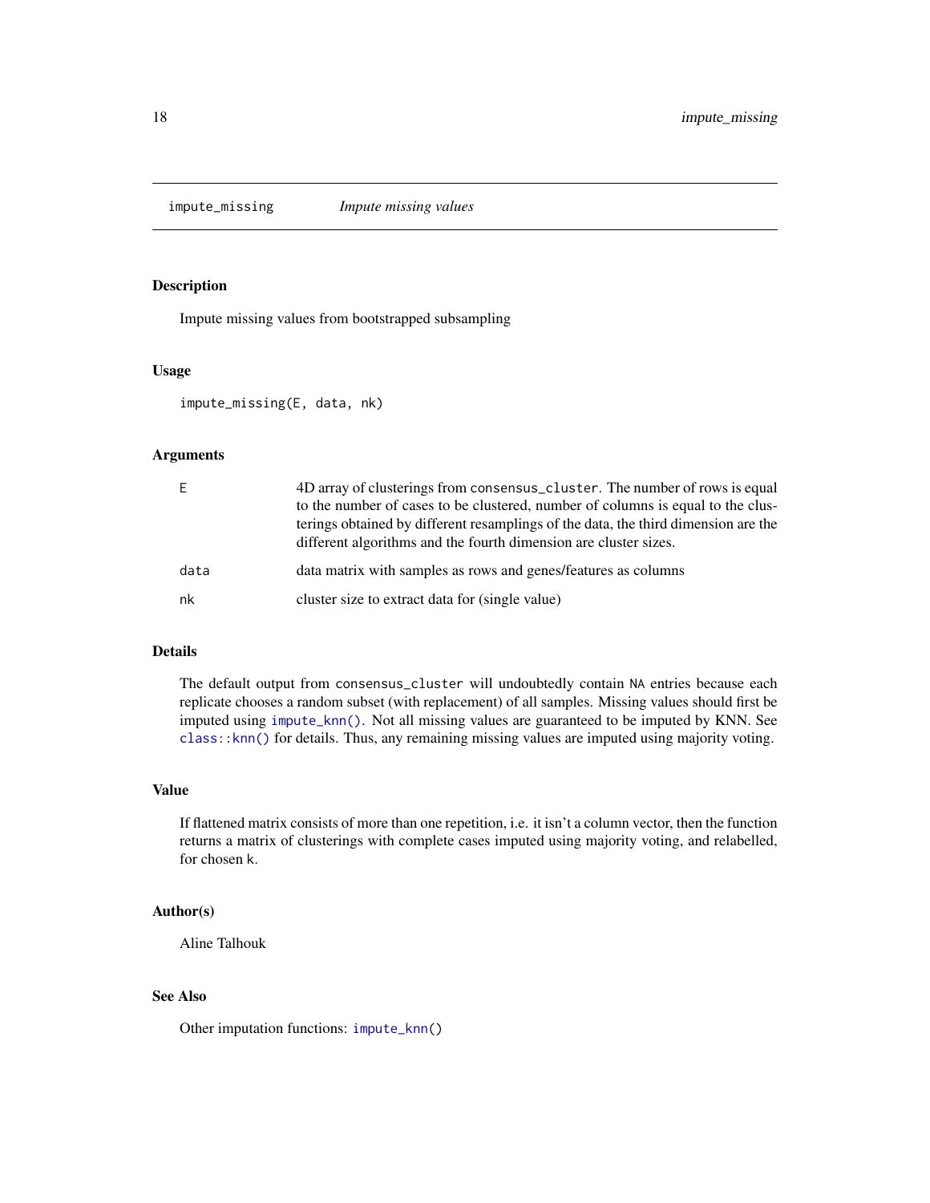# impute_missing — *Impute missing values*

## Description

Impute missing values from bootstrapped subsampling

## Usage

```
impute_missing(E, data, nk)
```

## Arguments

| Argument | Description |
|---|---|
| E | 4D array of clusterings from consensus_cluster. The number of rows is equal to the number of cases to be clustered, number of columns is equal to the clusterings obtained by different resamplings of the data, the third dimension are the different algorithms and the fourth dimension are cluster sizes. |
| data | data matrix with samples as rows and genes/features as columns |
| nk | cluster size to extract data for (single value) |

## Details

The default output from consensus_cluster will undoubtedly contain NA entries because each replicate chooses a random subset (with replacement) of all samples. Missing values should first be imputed using impute_knn(). Not all missing values are guaranteed to be imputed by KNN. See class::knn() for details. Thus, any remaining missing values are imputed using majority voting.

## Value

If flattened matrix consists of more than one repetition, i.e. it isn't a column vector, then the function returns a matrix of clusterings with complete cases imputed using majority voting, and relabelled, for chosen k.

## Author(s)

Aline Talhouk

## See Also

Other imputation functions: impute_knn()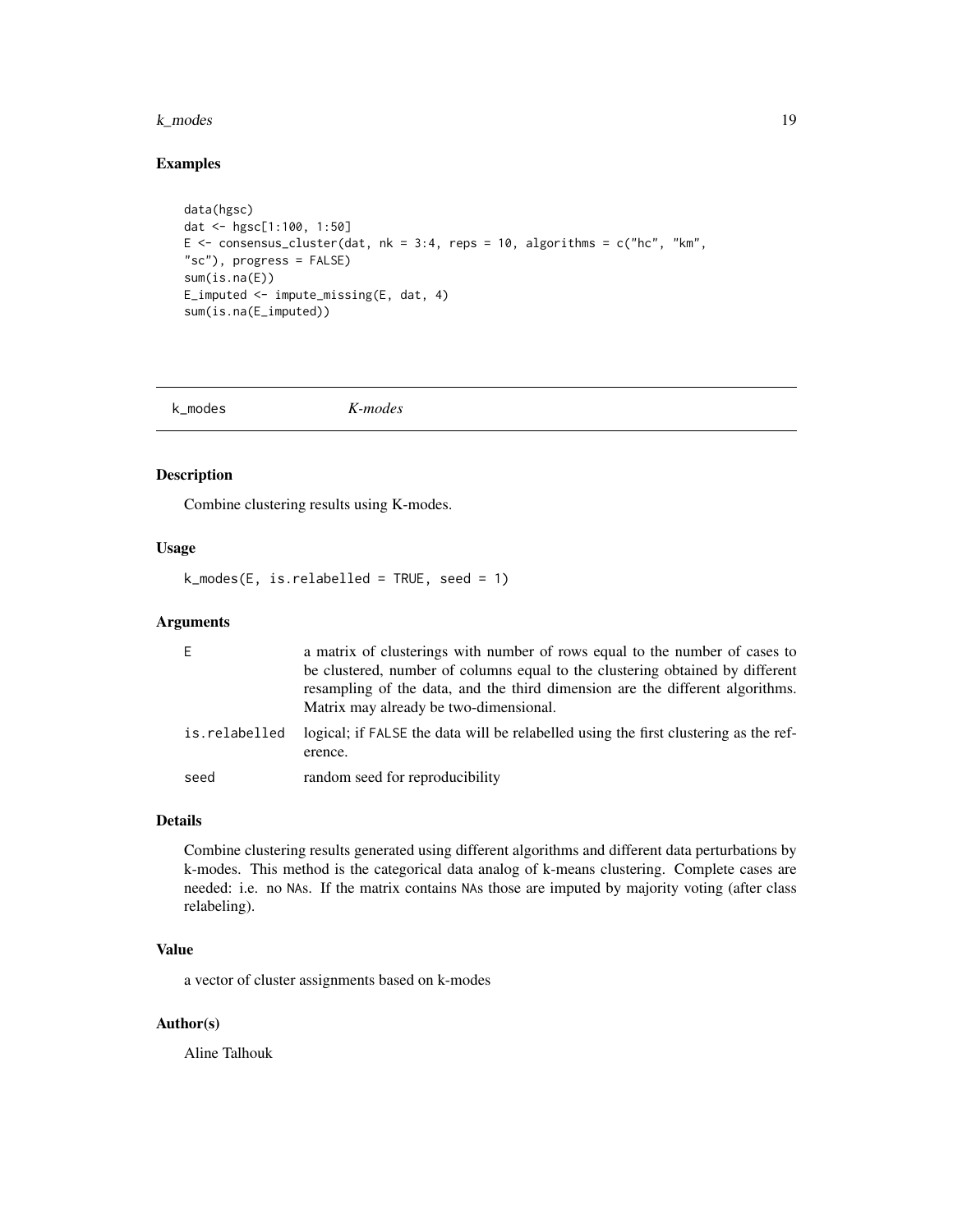## Examples

```
data(hgsc)
dat <- hgsc[1:100, 1:50]
E <- consensus_cluster(dat, nk = 3:4, reps = 10, algorithms = c("hc", "km",
"sc"), progress = FALSE)
sum(is.na(E))
E_imputed <- impute_missing(E, dat, 4)
sum(is.na(E_imputed))
```

---

# k_modes *K-modes*

---

## Description

Combine clustering results using K-modes.

## Usage

```
k_modes(E, is.relabelled = TRUE, seed = 1)
```

## Arguments

| | |
|---|---|
| E | a matrix of clusterings with number of rows equal to the number of cases to be clustered, number of columns equal to the clustering obtained by different resampling of the data, and the third dimension are the different algorithms. Matrix may already be two-dimensional. |
| is.relabelled | logical; if FALSE the data will be relabelled using the first clustering as the reference. |
| seed | random seed for reproducibility |

## Details

Combine clustering results generated using different algorithms and different data perturbations by k-modes. This method is the categorical data analog of k-means clustering. Complete cases are needed: i.e. no NAs. If the matrix contains NAs those are imputed by majority voting (after class relabeling).

## Value

a vector of cluster assignments based on k-modes

## Author(s)

Aline Talhouk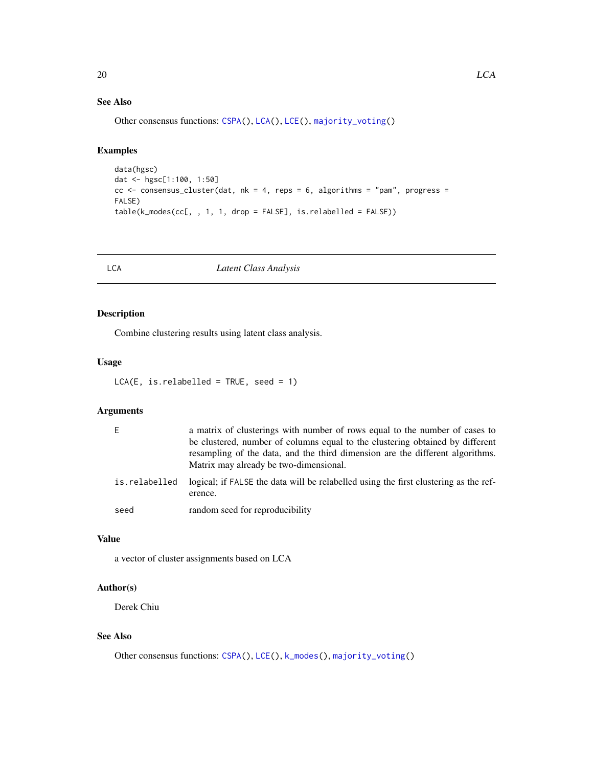### See Also

Other consensus functions: `CSPA()`, `LCA()`, `LCE()`, `majority_voting()`

### Examples

```
data(hgsc)
dat <- hgsc[1:100, 1:50]
cc <- consensus_cluster(dat, nk = 4, reps = 6, algorithms = "pam", progress =
FALSE)
table(k_modes(cc[, , 1, 1, drop = FALSE], is.relabelled = FALSE))
```

---

## LCA — *Latent Class Analysis*

---

### Description

Combine clustering results using latent class analysis.

### Usage

```
LCA(E, is.relabelled = TRUE, seed = 1)
```

### Arguments

| | |
|---|---|
| `E` | a matrix of clusterings with number of rows equal to the number of cases to be clustered, number of columns equal to the clustering obtained by different resampling of the data, and the third dimension are the different algorithms. Matrix may already be two-dimensional. |
| `is.relabelled` | logical; if `FALSE` the data will be relabelled using the first clustering as the reference. |
| `seed` | random seed for reproducibility |

### Value

a vector of cluster assignments based on LCA

### Author(s)

Derek Chiu

### See Also

Other consensus functions: `CSPA()`, `LCE()`, `k_modes()`, `majority_voting()`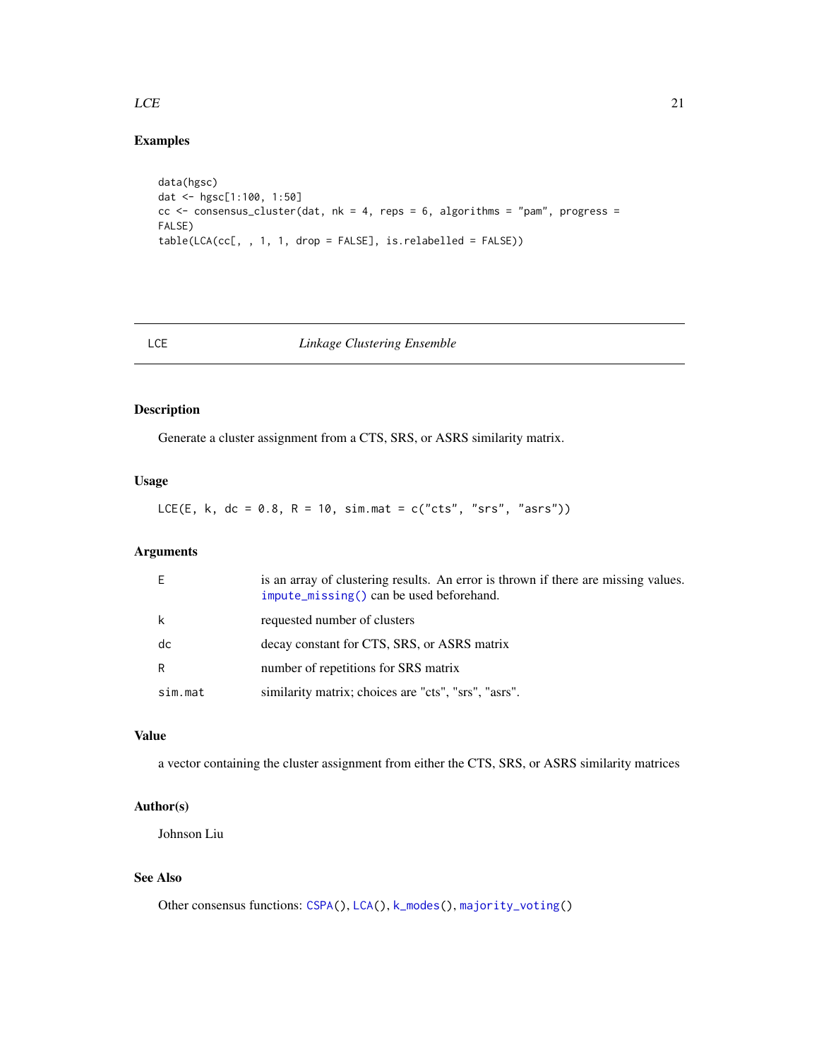## Examples

```
data(hgsc)
dat <- hgsc[1:100, 1:50]
cc <- consensus_cluster(dat, nk = 4, reps = 6, algorithms = "pam", progress =
FALSE)
table(LCA(cc[, , 1, 1, drop = FALSE], is.relabelled = FALSE))
```

---

# LCE — *Linkage Clustering Ensemble*

## Description

Generate a cluster assignment from a CTS, SRS, or ASRS similarity matrix.

## Usage

```
LCE(E, k, dc = 0.8, R = 10, sim.mat = c("cts", "srs", "asrs"))
```

## Arguments

| | |
|---|---|
| `E` | is an array of clustering results. An error is thrown if there are missing values. `impute_missing()` can be used beforehand. |
| `k` | requested number of clusters |
| `dc` | decay constant for CTS, SRS, or ASRS matrix |
| `R` | number of repetitions for SRS matrix |
| `sim.mat` | similarity matrix; choices are "cts", "srs", "asrs". |

## Value

a vector containing the cluster assignment from either the CTS, SRS, or ASRS similarity matrices

## Author(s)

Johnson Liu

## See Also

Other consensus functions: `CSPA()`, `LCA()`, `k_modes()`, `majority_voting()`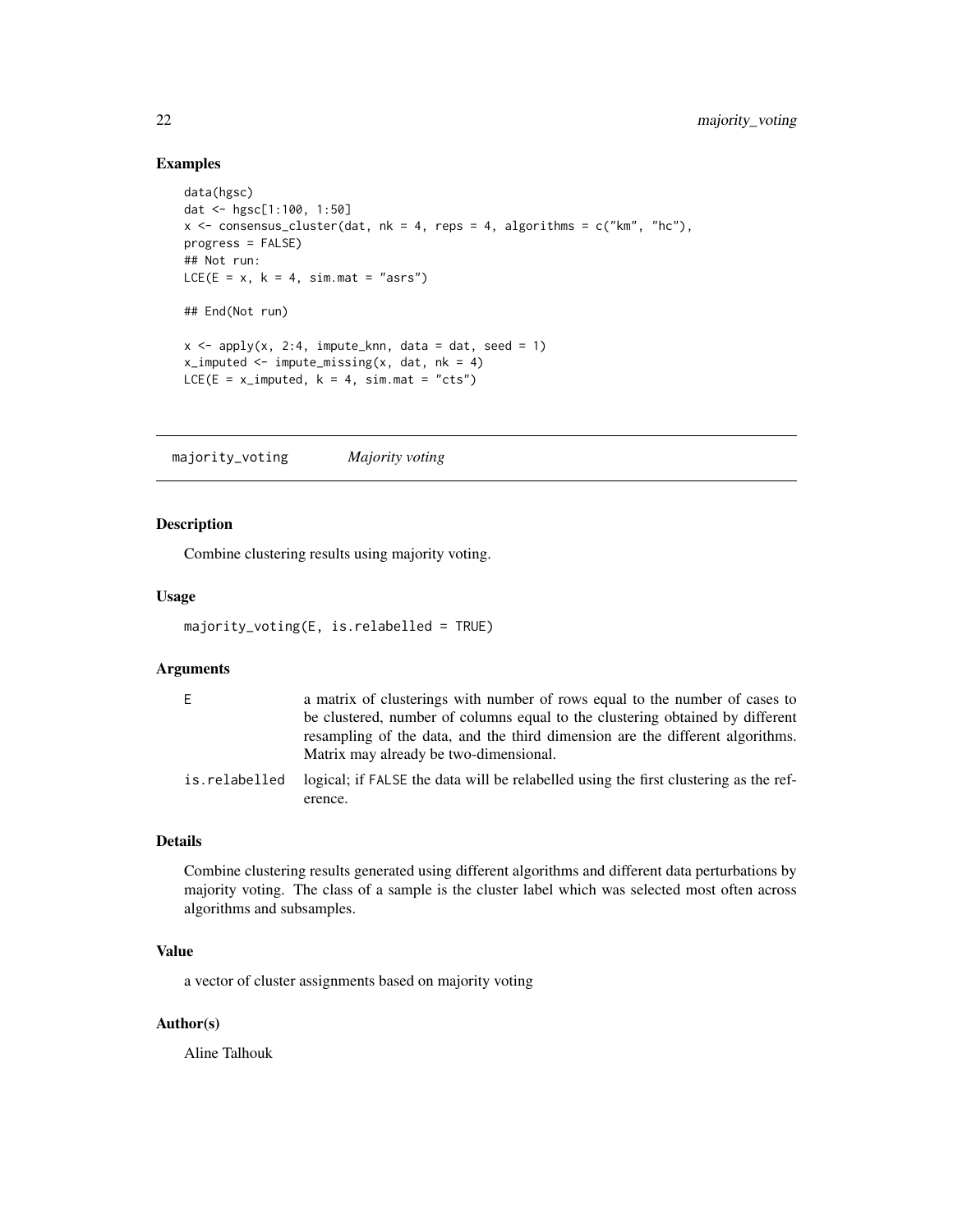## Examples

```
data(hgsc)
dat <- hgsc[1:100, 1:50]
x <- consensus_cluster(dat, nk = 4, reps = 4, algorithms = c("km", "hc"),
progress = FALSE)
## Not run:
LCE(E = x, k = 4, sim.mat = "asrs")

## End(Not run)

x <- apply(x, 2:4, impute_knn, data = dat, seed = 1)
x_imputed <- impute_missing(x, dat, nk = 4)
LCE(E = x_imputed, k = 4, sim.mat = "cts")
```

---

# majority_voting *Majority voting*

---

## Description

Combine clustering results using majority voting.

## Usage

```
majority_voting(E, is.relabelled = TRUE)
```

## Arguments

| | |
|---|---|
| E | a matrix of clusterings with number of rows equal to the number of cases to be clustered, number of columns equal to the clustering obtained by different resampling of the data, and the third dimension are the different algorithms. Matrix may already be two-dimensional. |
| is.relabelled | logical; if FALSE the data will be relabelled using the first clustering as the reference. |

## Details

Combine clustering results generated using different algorithms and different data perturbations by majority voting. The class of a sample is the cluster label which was selected most often across algorithms and subsamples.

## Value

a vector of cluster assignments based on majority voting

## Author(s)

Aline Talhouk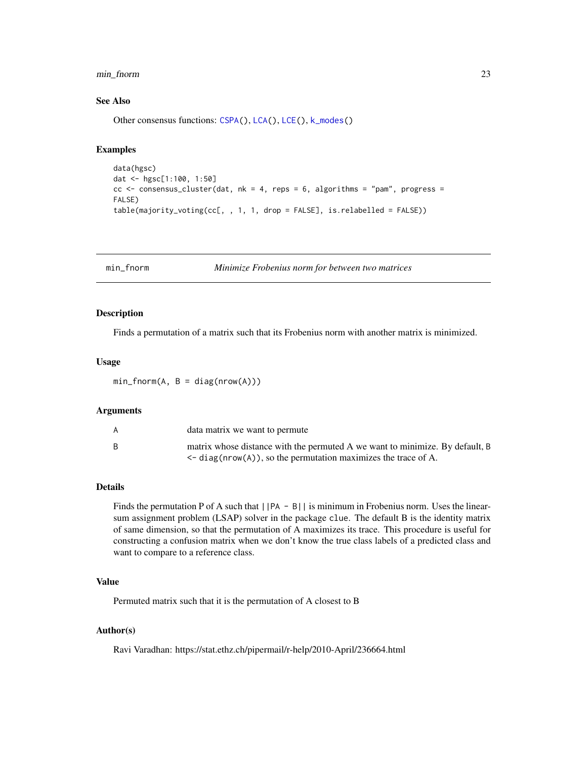## See Also

Other consensus functions: CSPA(), LCA(), LCE(), k_modes()

## Examples

```
data(hgsc)
dat <- hgsc[1:100, 1:50]
cc <- consensus_cluster(dat, nk = 4, reps = 6, algorithms = "pam", progress =
FALSE)
table(majority_voting(cc[, , 1, 1, drop = FALSE], is.relabelled = FALSE))
```

---

# min_fnorm — *Minimize Frobenius norm for between two matrices*

## Description

Finds a permutation of a matrix such that its Frobenius norm with another matrix is minimized.

## Usage

```
min_fnorm(A, B = diag(nrow(A)))
```

## Arguments

| | |
|---|---|
| A | data matrix we want to permute |
| B | matrix whose distance with the permuted A we want to minimize. By default, B <- diag(nrow(A)), so the permutation maximizes the trace of A. |

## Details

Finds the permutation P of A such that ||PA - B|| is minimum in Frobenius norm. Uses the linear-sum assignment problem (LSAP) solver in the package clue. The default B is the identity matrix of same dimension, so that the permutation of A maximizes its trace. This procedure is useful for constructing a confusion matrix when we don't know the true class labels of a predicted class and want to compare to a reference class.

## Value

Permuted matrix such that it is the permutation of A closest to B

## Author(s)

Ravi Varadhan: https://stat.ethz.ch/pipermail/r-help/2010-April/236664.html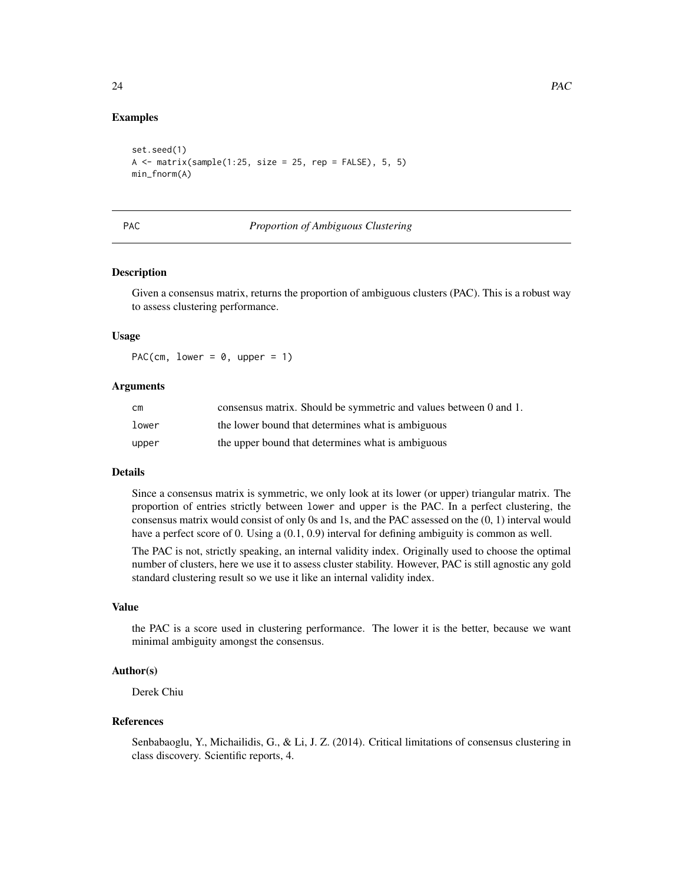## Examples

```
set.seed(1)
A <- matrix(sample(1:25, size = 25, rep = FALSE), 5, 5)
min_fnorm(A)
```

---

## PAC — *Proportion of Ambiguous Clustering*

---

### Description

Given a consensus matrix, returns the proportion of ambiguous clusters (PAC). This is a robust way to assess clustering performance.

### Usage

```
PAC(cm, lower = 0, upper = 1)
```

### Arguments

| | |
|---|---|
| cm | consensus matrix. Should be symmetric and values between 0 and 1. |
| lower | the lower bound that determines what is ambiguous |
| upper | the upper bound that determines what is ambiguous |

### Details

Since a consensus matrix is symmetric, we only look at its lower (or upper) triangular matrix. The proportion of entries strictly between `lower` and `upper` is the PAC. In a perfect clustering, the consensus matrix would consist of only 0s and 1s, and the PAC assessed on the (0, 1) interval would have a perfect score of 0. Using a (0.1, 0.9) interval for defining ambiguity is common as well.

The PAC is not, strictly speaking, an internal validity index. Originally used to choose the optimal number of clusters, here we use it to assess cluster stability. However, PAC is still agnostic any gold standard clustering result so we use it like an internal validity index.

### Value

the PAC is a score used in clustering performance. The lower it is the better, because we want minimal ambiguity amongst the consensus.

### Author(s)

Derek Chiu

### References

Senbabaoglu, Y., Michailidis, G., & Li, J. Z. (2014). Critical limitations of consensus clustering in class discovery. Scientific reports, 4.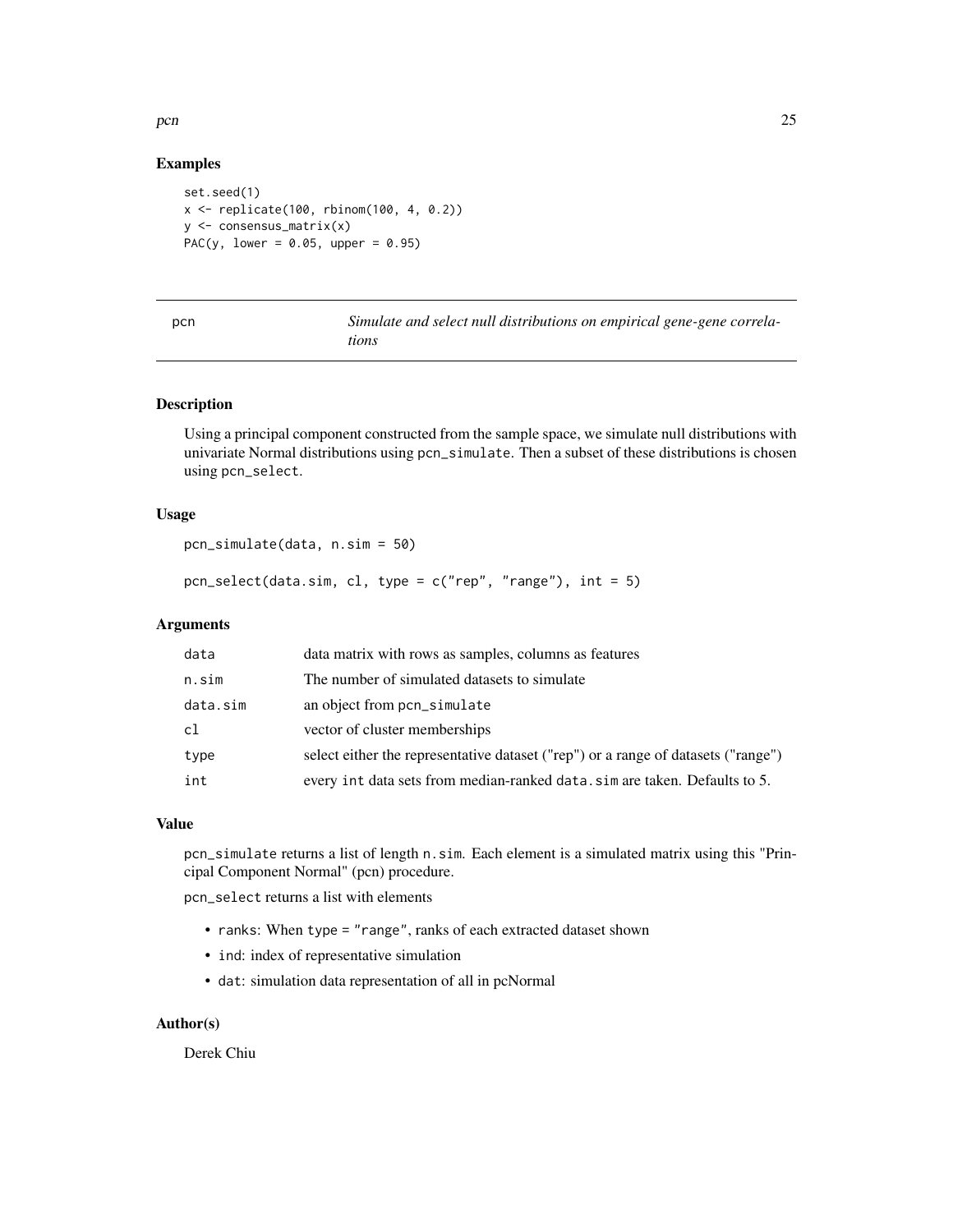### Examples

```
set.seed(1)
x <- replicate(100, rbinom(100, 4, 0.2))
y <- consensus_matrix(x)
PAC(y, lower = 0.05, upper = 0.95)
```

---

## pcn — *Simulate and select null distributions on empirical gene-gene correlations*

---

### Description

Using a principal component constructed from the sample space, we simulate null distributions with univariate Normal distributions using `pcn_simulate`. Then a subset of these distributions is chosen using `pcn_select`.

### Usage

```
pcn_simulate(data, n.sim = 50)

pcn_select(data.sim, cl, type = c("rep", "range"), int = 5)
```

### Arguments

| | |
|---|---|
| `data` | data matrix with rows as samples, columns as features |
| `n.sim` | The number of simulated datasets to simulate |
| `data.sim` | an object from `pcn_simulate` |
| `cl` | vector of cluster memberships |
| `type` | select either the representative dataset ("rep") or a range of datasets ("range") |
| `int` | every `int` data sets from median-ranked `data.sim` are taken. Defaults to 5. |

### Value

`pcn_simulate` returns a list of length `n.sim`. Each element is a simulated matrix using this "Principal Component Normal" (pcn) procedure.

`pcn_select` returns a list with elements

- `ranks`: When `type = "range"`, ranks of each extracted dataset shown
- `ind`: index of representative simulation
- `dat`: simulation data representation of all in pcNormal

### Author(s)

Derek Chiu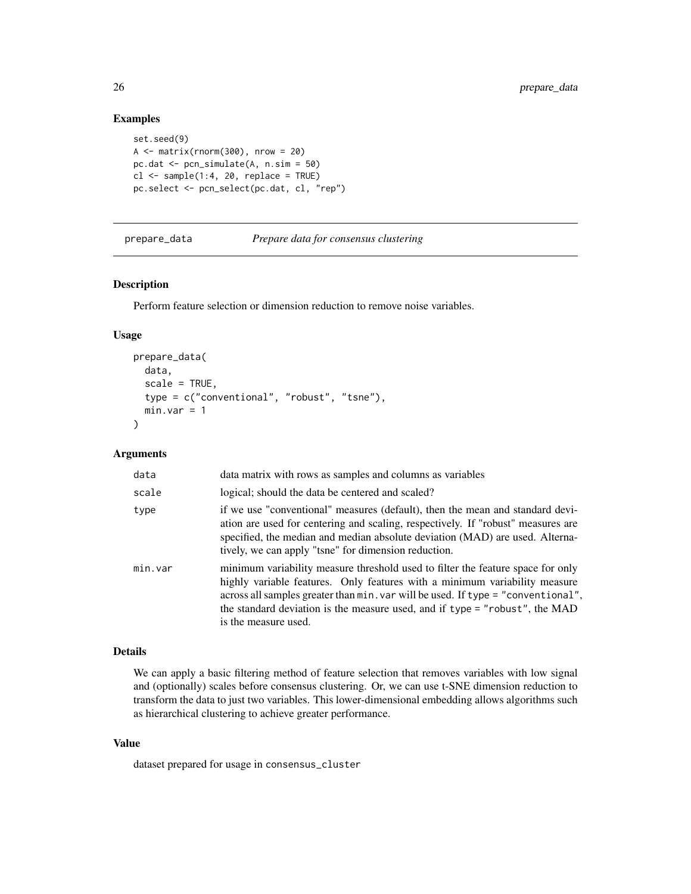## Examples

```
set.seed(9)
A <- matrix(rnorm(300), nrow = 20)
pc.dat <- pcn_simulate(A, n.sim = 50)
cl <- sample(1:4, 20, replace = TRUE)
pc.select <- pcn_select(pc.dat, cl, "rep")
```

---

# prepare_data — *Prepare data for consensus clustering*

---

## Description

Perform feature selection or dimension reduction to remove noise variables.

## Usage

```
prepare_data(
  data,
  scale = TRUE,
  type = c("conventional", "robust", "tsne"),
  min.var = 1
)
```

## Arguments

| | |
|---|---|
| `data` | data matrix with rows as samples and columns as variables |
| `scale` | logical; should the data be centered and scaled? |
| `type` | if we use "conventional" measures (default), then the mean and standard deviation are used for centering and scaling, respectively. If "robust" measures are specified, the median and median absolute deviation (MAD) are used. Alternatively, we can apply "tsne" for dimension reduction. |
| `min.var` | minimum variability measure threshold used to filter the feature space for only highly variable features. Only features with a minimum variability measure across all samples greater than `min.var` will be used. If `type = "conventional"`, the standard deviation is the measure used, and if `type = "robust"`, the MAD is the measure used. |

## Details

We can apply a basic filtering method of feature selection that removes variables with low signal and (optionally) scales before consensus clustering. Or, we can use t-SNE dimension reduction to transform the data to just two variables. This lower-dimensional embedding allows algorithms such as hierarchical clustering to achieve greater performance.

## Value

dataset prepared for usage in `consensus_cluster`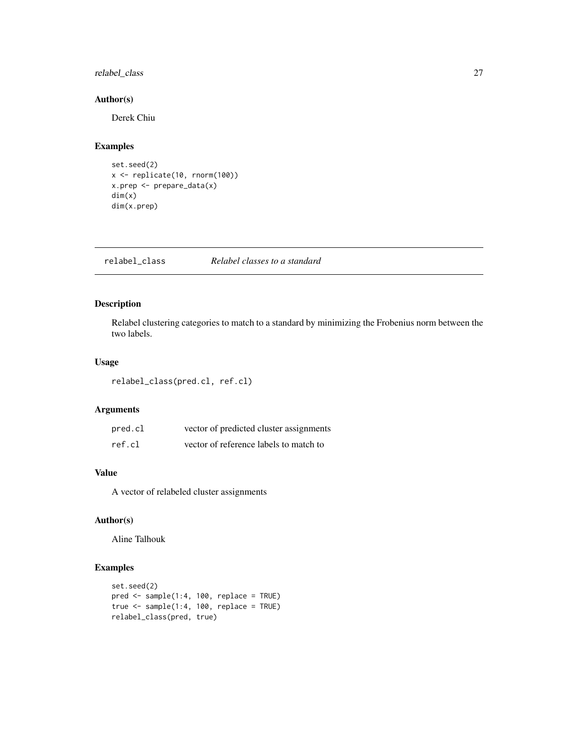## Author(s)

Derek Chiu

## Examples

```
set.seed(2)
x <- replicate(10, rnorm(100))
x.prep <- prepare_data(x)
dim(x)
dim(x.prep)
```

---

# relabel_class    *Relabel classes to a standard*

---

## Description

Relabel clustering categories to match to a standard by minimizing the Frobenius norm between the two labels.

## Usage

```
relabel_class(pred.cl, ref.cl)
```

## Arguments

| | |
|---|---|
| pred.cl | vector of predicted cluster assignments |
| ref.cl | vector of reference labels to match to |

## Value

A vector of relabeled cluster assignments

## Author(s)

Aline Talhouk

## Examples

```
set.seed(2)
pred <- sample(1:4, 100, replace = TRUE)
true <- sample(1:4, 100, replace = TRUE)
relabel_class(pred, true)
```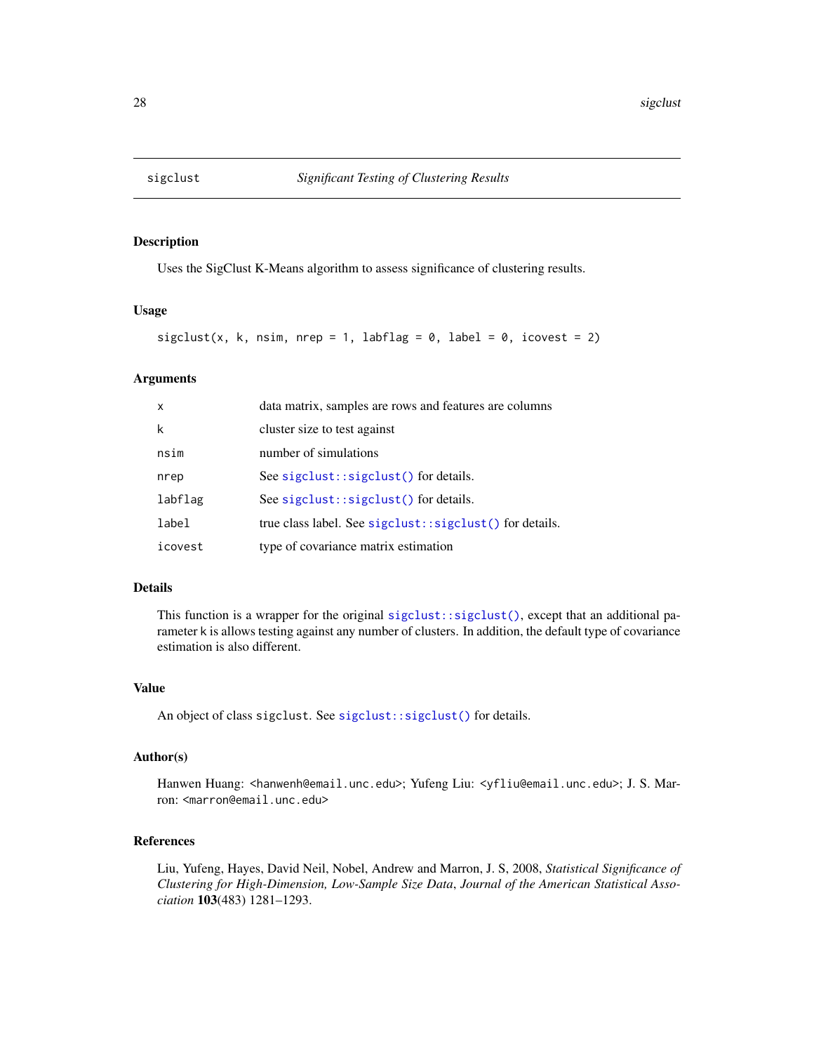## sigclust — *Significant Testing of Clustering Results*

### Description

Uses the SigClust K-Means algorithm to assess significance of clustering results.

### Usage

```
sigclust(x, k, nsim, nrep = 1, labflag = 0, label = 0, icovest = 2)
```

### Arguments

| | |
|---|---|
| x | data matrix, samples are rows and features are columns |
| k | cluster size to test against |
| nsim | number of simulations |
| nrep | See sigclust::sigclust() for details. |
| labflag | See sigclust::sigclust() for details. |
| label | true class label. See sigclust::sigclust() for details. |
| icovest | type of covariance matrix estimation |

### Details

This function is a wrapper for the original sigclust::sigclust(), except that an additional parameter k is allows testing against any number of clusters. In addition, the default type of covariance estimation is also different.

### Value

An object of class sigclust. See sigclust::sigclust() for details.

### Author(s)

Hanwen Huang: <hanwenh@email.unc.edu>; Yufeng Liu: <yfliu@email.unc.edu>; J. S. Marron: <marron@email.unc.edu>

### References

Liu, Yufeng, Hayes, David Neil, Nobel, Andrew and Marron, J. S, 2008, *Statistical Significance of Clustering for High-Dimension, Low-Sample Size Data*, *Journal of the American Statistical Association* **103**(483) 1281–1293.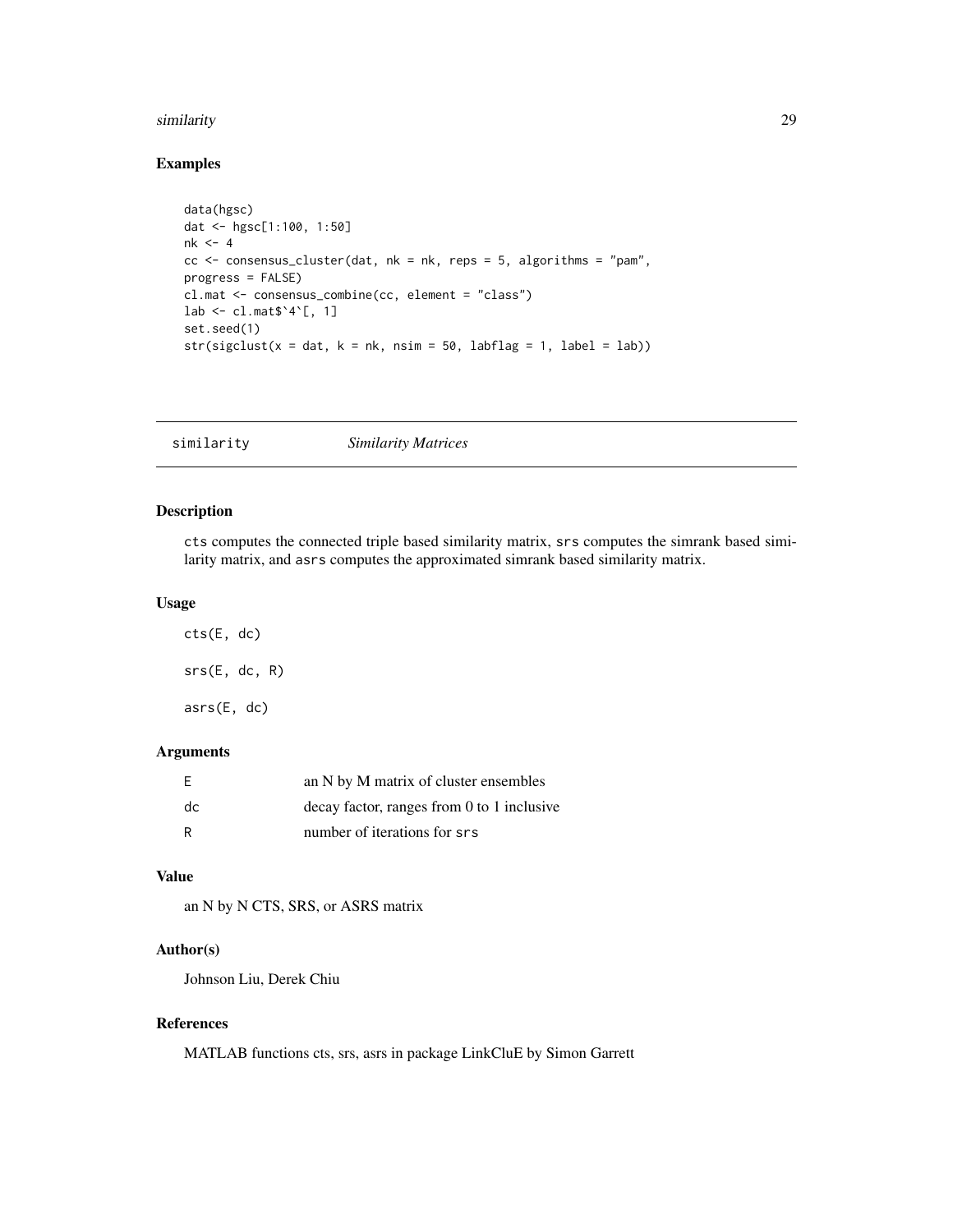## Examples

```
data(hgsc)
dat <- hgsc[1:100, 1:50]
nk <- 4
cc <- consensus_cluster(dat, nk = nk, reps = 5, algorithms = "pam",
progress = FALSE)
cl.mat <- consensus_combine(cc, element = "class")
lab <- cl.mat$`4`[, 1]
set.seed(1)
str(sigclust(x = dat, k = nk, nsim = 50, labflag = 1, label = lab))
```

---

# similarity *Similarity Matrices*

## Description

`cts` computes the connected triple based similarity matrix, `srs` computes the simrank based similarity matrix, and `asrs` computes the approximated simrank based similarity matrix.

## Usage

```
cts(E, dc)

srs(E, dc, R)

asrs(E, dc)
```

## Arguments

| | |
|---|---|
| E | an N by M matrix of cluster ensembles |
| dc | decay factor, ranges from 0 to 1 inclusive |
| R | number of iterations for `srs` |

## Value

an N by N CTS, SRS, or ASRS matrix

## Author(s)

Johnson Liu, Derek Chiu

## References

MATLAB functions cts, srs, asrs in package LinkCluE by Simon Garrett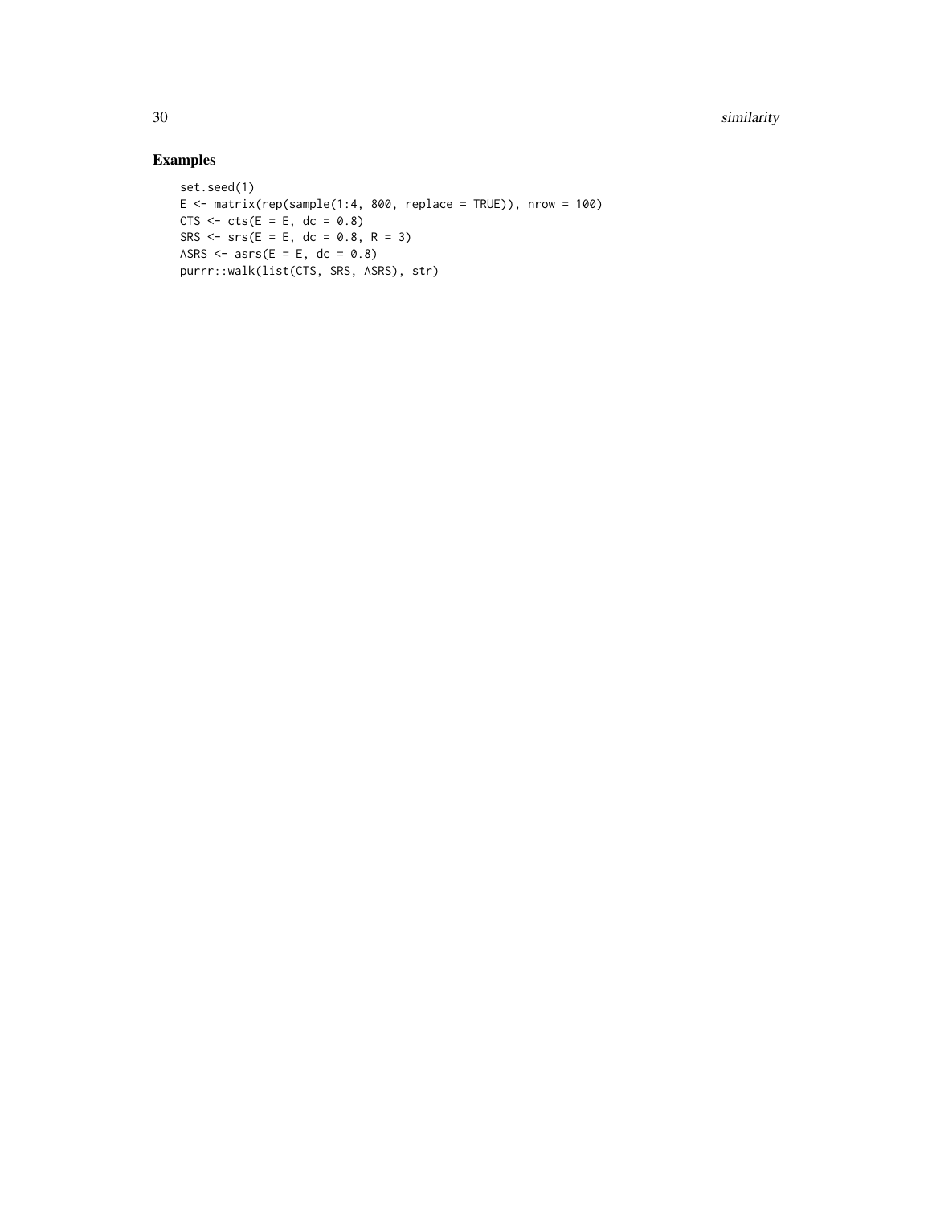## Examples

```
set.seed(1)
E <- matrix(rep(sample(1:4, 800, replace = TRUE)), nrow = 100)
CTS <- cts(E = E, dc = 0.8)
SRS <- srs(E = E, dc = 0.8, R = 3)
ASRS <- asrs(E = E, dc = 0.8)
purrr::walk(list(CTS, SRS, ASRS), str)
```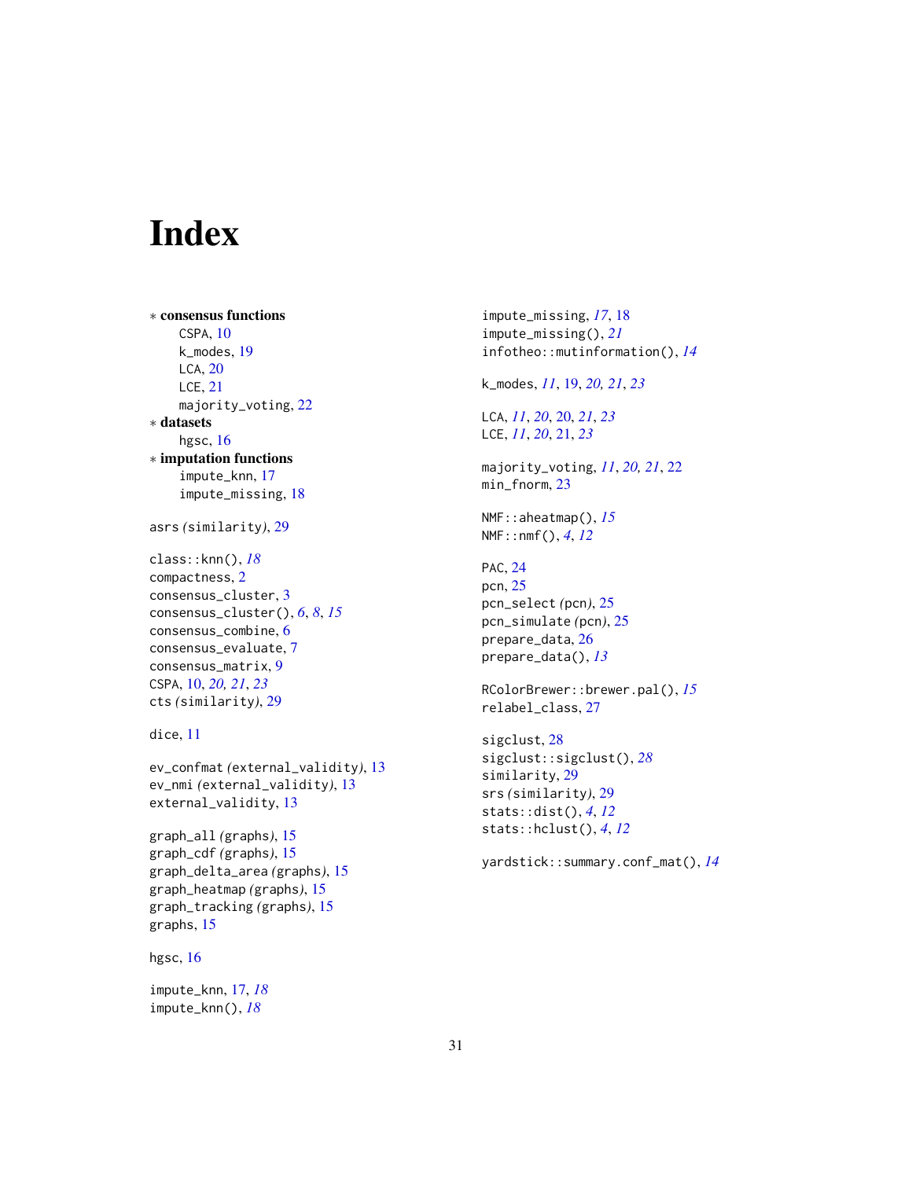# Index

∗ **consensus functions**
  CSPA, 10
  k_modes, 19
  LCA, 20
  LCE, 21
  majority_voting, 22
∗ **datasets**
  hgsc, 16
∗ **imputation functions**
  impute_knn, 17
  impute_missing, 18

asrs *(similarity)*, 29

class::knn(), *18*
compactness, 2
consensus_cluster, 3
consensus_cluster(), *6*, *8*, *15*
consensus_combine, 6
consensus_evaluate, 7
consensus_matrix, 9
CSPA, 10, *20*, *21*, *23*
cts *(similarity)*, 29

dice, 11

ev_confmat *(external_validity)*, 13
ev_nmi *(external_validity)*, 13
external_validity, 13

graph_all *(graphs)*, 15
graph_cdf *(graphs)*, 15
graph_delta_area *(graphs)*, 15
graph_heatmap *(graphs)*, 15
graph_tracking *(graphs)*, 15
graphs, 15

hgsc, 16

impute_knn, 17, *18*
impute_knn(), *18*
impute_missing, *17*, 18
impute_missing(), *21*
infotheo::mutinformation(), *14*

k_modes, *11*, 19, *20*, *21*, *23*

LCA, *11*, *20*, 20, *21*, *23*
LCE, *11*, *20*, 21, *23*

majority_voting, *11*, *20*, *21*, 22
min_fnorm, 23

NMF::aheatmap(), *15*
NMF::nmf(), *4*, *12*

PAC, 24
pcn, 25
pcn_select *(pcn)*, 25
pcn_simulate *(pcn)*, 25
prepare_data, 26
prepare_data(), *13*

RColorBrewer::brewer.pal(), *15*
relabel_class, 27

sigclust, 28
sigclust::sigclust(), *28*
similarity, 29
srs *(similarity)*, 29
stats::dist(), *4*, *12*
stats::hclust(), *4*, *12*

yardstick::summary.conf_mat(), *14*